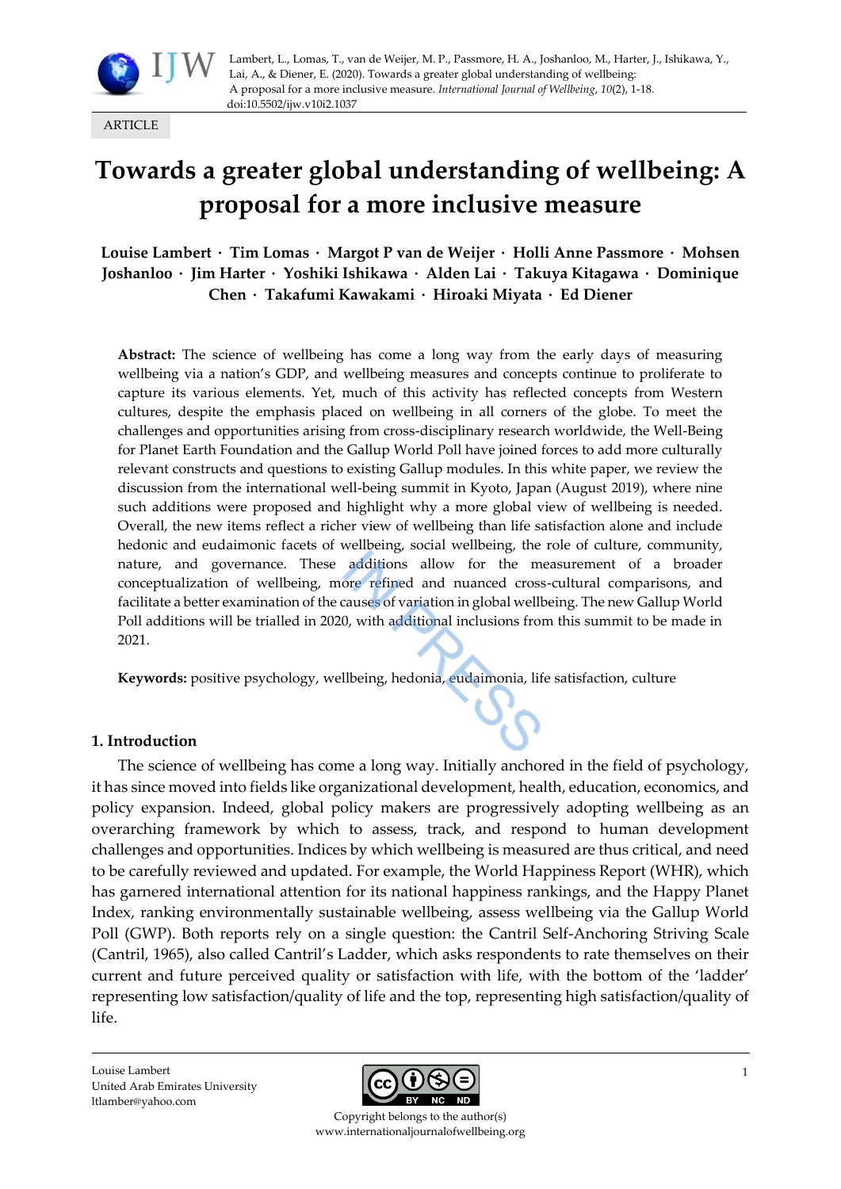Lambert, L., Lomas, T., van de Weijer, M. P., Passmore, H. A., Joshanloo, M., Harter, J., Ishikawa, Y., Lai, A., & Diener, E. (2020). Towards a greater global understanding of wellbeing: A proposal for a more inclusive measure. *International Journal of Wellbeing*, *10*(2), 1-18. doi:10.5502/ijw.v10i2.1037

ARTICLE

# Towards a greater global understanding of wellbeing: A proposal for a more inclusive measure

**Louise Lambert · Tim Lomas · Margot P van de Weijer · Holli Anne Passmore · Mohsen Joshanloo · Jim Harter · Yoshiki Ishikawa · Alden Lai · Takuya Kitagawa · Dominique Chen · Takafumi Kawakami · Hiroaki Miyata · Ed Diener**

**Abstract:** The science of wellbeing has come a long way from the early days of measuring wellbeing via a nation's GDP, and wellbeing measures and concepts continue to proliferate to capture its various elements. Yet, much of this activity has reflected concepts from Western cultures, despite the emphasis placed on wellbeing in all corners of the globe. To meet the challenges and opportunities arising from cross-disciplinary research worldwide, the Well-Being for Planet Earth Foundation and the Gallup World Poll have joined forces to add more culturally relevant constructs and questions to existing Gallup modules. In this white paper, we review the discussion from the international well-being summit in Kyoto, Japan (August 2019), where nine such additions were proposed and highlight why a more global view of wellbeing is needed. Overall, the new items reflect a richer view of wellbeing than life satisfaction alone and include hedonic and eudaimonic facets of wellbeing, social wellbeing, the role of culture, community, nature, and governance. These additions allow for the measurement of a broader conceptualization of wellbeing, more refined and nuanced cross-cultural comparisons, and facilitate a better examination of the causes of variation in global wellbeing. The new Gallup World Poll additions will be trialled in 2020, with additional inclusions from this summit to be made in 2021.

**Keywords:** positive psychology, wellbeing, hedonia, eudaimonia, life satisfaction, culture

## 1. Introduction

The science of wellbeing has come a long way. Initially anchored in the field of psychology, it has since moved into fields like organizational development, health, education, economics, and policy expansion. Indeed, global policy makers are progressively adopting wellbeing as an overarching framework by which to assess, track, and respond to human development challenges and opportunities. Indices by which wellbeing is measured are thus critical, and need to be carefully reviewed and updated. For example, the World Happiness Report (WHR), which has garnered international attention for its national happiness rankings, and the Happy Planet Index, ranking environmentally sustainable wellbeing, assess wellbeing via the Gallup World Poll (GWP). Both reports rely on a single question: the Cantril Self-Anchoring Striving Scale (Cantril, 1965), also called Cantril's Ladder, which asks respondents to rate themselves on their current and future perceived quality or satisfaction with life, with the bottom of the 'ladder' representing low satisfaction/quality of life and the top, representing high satisfaction/quality of life.

Louise Lambert
United Arab Emirates University
ltlamber@yahoo.com

Copyright belongs to the author(s)
www.internationaljournalofwellbeing.org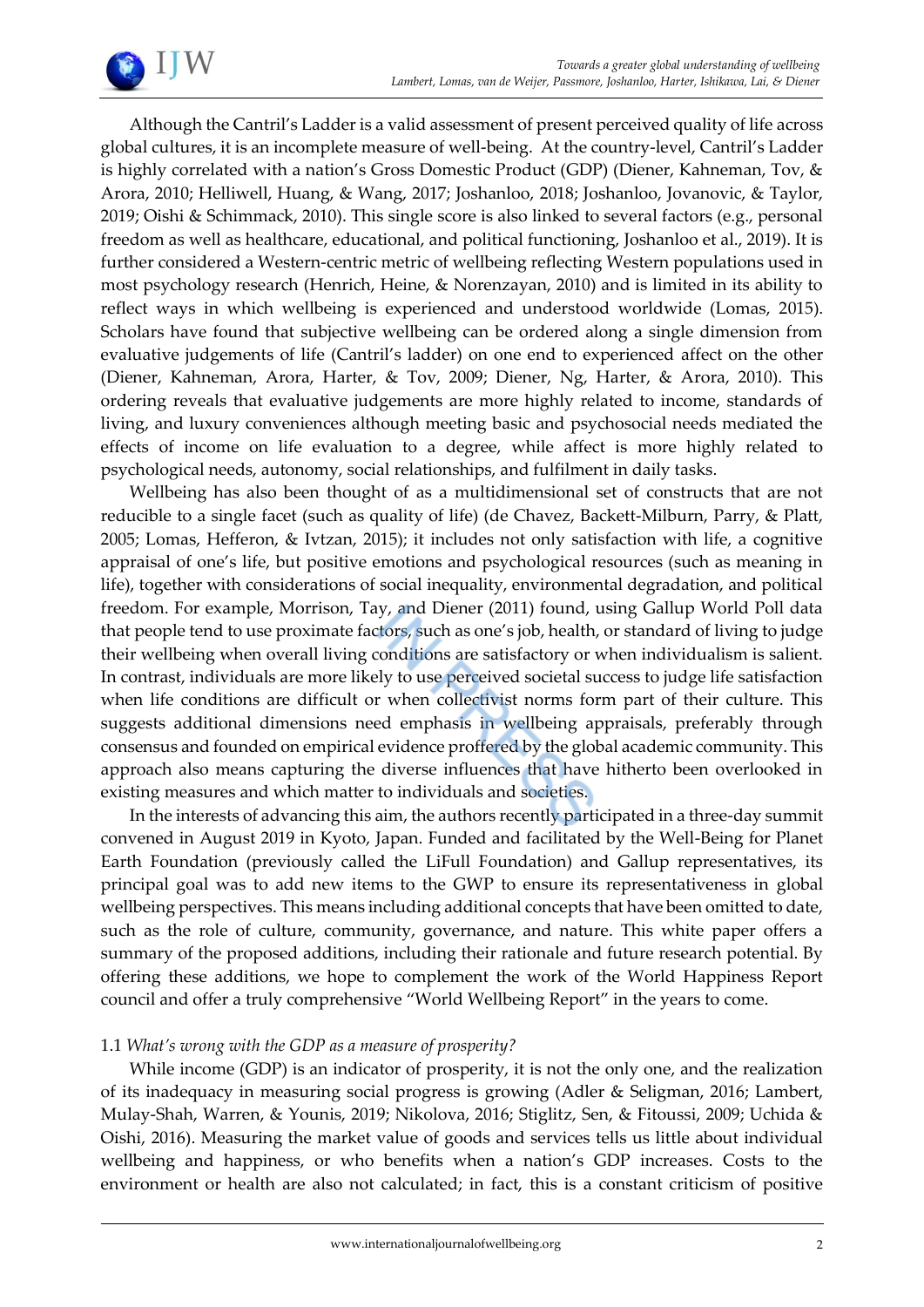Although the Cantril's Ladder is a valid assessment of present perceived quality of life across global cultures, it is an incomplete measure of well-being. At the country-level, Cantril's Ladder is highly correlated with a nation's Gross Domestic Product (GDP) (Diener, Kahneman, Tov, & Arora, 2010; Helliwell, Huang, & Wang, 2017; Joshanloo, 2018; Joshanloo, Jovanovic, & Taylor, 2019; Oishi & Schimmack, 2010). This single score is also linked to several factors (e.g., personal freedom as well as healthcare, educational, and political functioning, Joshanloo et al., 2019). It is further considered a Western-centric metric of wellbeing reflecting Western populations used in most psychology research (Henrich, Heine, & Norenzayan, 2010) and is limited in its ability to reflect ways in which wellbeing is experienced and understood worldwide (Lomas, 2015). Scholars have found that subjective wellbeing can be ordered along a single dimension from evaluative judgements of life (Cantril's ladder) on one end to experienced affect on the other (Diener, Kahneman, Arora, Harter, & Tov, 2009; Diener, Ng, Harter, & Arora, 2010). This ordering reveals that evaluative judgements are more highly related to income, standards of living, and luxury conveniences although meeting basic and psychosocial needs mediated the effects of income on life evaluation to a degree, while affect is more highly related to psychological needs, autonomy, social relationships, and fulfilment in daily tasks.

Wellbeing has also been thought of as a multidimensional set of constructs that are not reducible to a single facet (such as quality of life) (de Chavez, Backett-Milburn, Parry, & Platt, 2005; Lomas, Hefferon, & Ivtzan, 2015); it includes not only satisfaction with life, a cognitive appraisal of one's life, but positive emotions and psychological resources (such as meaning in life), together with considerations of social inequality, environmental degradation, and political freedom. For example, Morrison, Tay, and Diener (2011) found, using Gallup World Poll data that people tend to use proximate factors, such as one's job, health, or standard of living to judge their wellbeing when overall living conditions are satisfactory or when individualism is salient. In contrast, individuals are more likely to use perceived societal success to judge life satisfaction when life conditions are difficult or when collectivist norms form part of their culture. This suggests additional dimensions need emphasis in wellbeing appraisals, preferably through consensus and founded on empirical evidence proffered by the global academic community. This approach also means capturing the diverse influences that have hitherto been overlooked in existing measures and which matter to individuals and societies.

In the interests of advancing this aim, the authors recently participated in a three-day summit convened in August 2019 in Kyoto, Japan. Funded and facilitated by the Well-Being for Planet Earth Foundation (previously called the LiFull Foundation) and Gallup representatives, its principal goal was to add new items to the GWP to ensure its representativeness in global wellbeing perspectives. This means including additional concepts that have been omitted to date, such as the role of culture, community, governance, and nature. This white paper offers a summary of the proposed additions, including their rationale and future research potential. By offering these additions, we hope to complement the work of the World Happiness Report council and offer a truly comprehensive "World Wellbeing Report" in the years to come.

### 1.1 *What's wrong with the GDP as a measure of prosperity?*

While income (GDP) is an indicator of prosperity, it is not the only one, and the realization of its inadequacy in measuring social progress is growing (Adler & Seligman, 2016; Lambert, Mulay-Shah, Warren, & Younis, 2019; Nikolova, 2016; Stiglitz, Sen, & Fitoussi, 2009; Uchida & Oishi, 2016). Measuring the market value of goods and services tells us little about individual wellbeing and happiness, or who benefits when a nation's GDP increases. Costs to the environment or health are also not calculated; in fact, this is a constant criticism of positive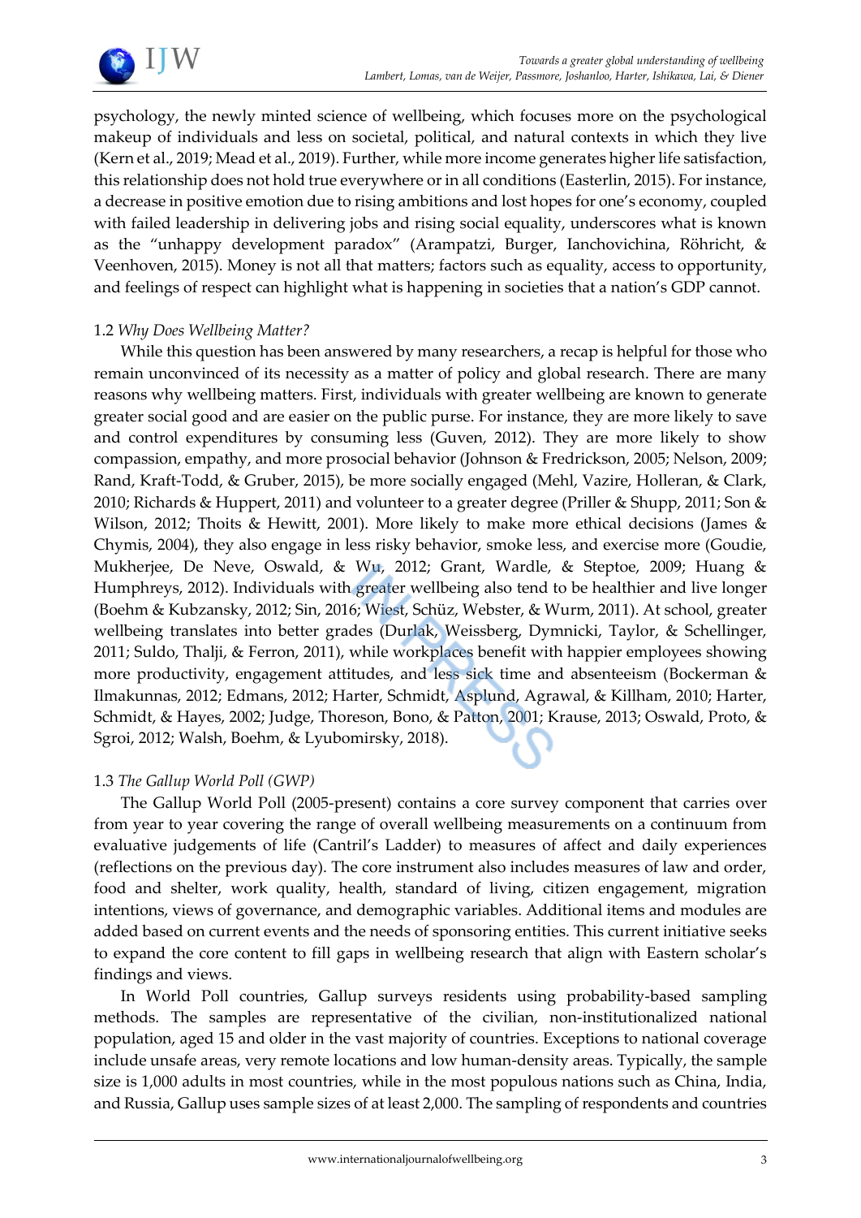psychology, the newly minted science of wellbeing, which focuses more on the psychological makeup of individuals and less on societal, political, and natural contexts in which they live (Kern et al., 2019; Mead et al., 2019). Further, while more income generates higher life satisfaction, this relationship does not hold true everywhere or in all conditions (Easterlin, 2015). For instance, a decrease in positive emotion due to rising ambitions and lost hopes for one's economy, coupled with failed leadership in delivering jobs and rising social equality, underscores what is known as the "unhappy development paradox" (Arampatzi, Burger, Ianchovichina, Röhricht, & Veenhoven, 2015). Money is not all that matters; factors such as equality, access to opportunity, and feelings of respect can highlight what is happening in societies that a nation's GDP cannot.

### 1.2 *Why Does Wellbeing Matter?*

While this question has been answered by many researchers, a recap is helpful for those who remain unconvinced of its necessity as a matter of policy and global research. There are many reasons why wellbeing matters. First, individuals with greater wellbeing are known to generate greater social good and are easier on the public purse. For instance, they are more likely to save and control expenditures by consuming less (Guven, 2012). They are more likely to show compassion, empathy, and more prosocial behavior (Johnson & Fredrickson, 2005; Nelson, 2009; Rand, Kraft-Todd, & Gruber, 2015), be more socially engaged (Mehl, Vazire, Holleran, & Clark, 2010; Richards & Huppert, 2011) and volunteer to a greater degree (Priller & Shupp, 2011; Son & Wilson, 2012; Thoits & Hewitt, 2001). More likely to make more ethical decisions (James & Chymis, 2004), they also engage in less risky behavior, smoke less, and exercise more (Goudie, Mukherjee, De Neve, Oswald, & Wu, 2012; Grant, Wardle, & Steptoe, 2009; Huang & Humphreys, 2012). Individuals with greater wellbeing also tend to be healthier and live longer (Boehm & Kubzansky, 2012; Sin, 2016; Wiest, Schüz, Webster, & Wurm, 2011). At school, greater wellbeing translates into better grades (Durlak, Weissberg, Dymnicki, Taylor, & Schellinger, 2011; Suldo, Thalji, & Ferron, 2011), while workplaces benefit with happier employees showing more productivity, engagement attitudes, and less sick time and absenteeism (Bockerman & Ilmakunnas, 2012; Edmans, 2012; Harter, Schmidt, Asplund, Agrawal, & Killham, 2010; Harter, Schmidt, & Hayes, 2002; Judge, Thoreson, Bono, & Patton, 2001; Krause, 2013; Oswald, Proto, & Sgroi, 2012; Walsh, Boehm, & Lyubomirsky, 2018).

### 1.3 *The Gallup World Poll (GWP)*

The Gallup World Poll (2005-present) contains a core survey component that carries over from year to year covering the range of overall wellbeing measurements on a continuum from evaluative judgements of life (Cantril's Ladder) to measures of affect and daily experiences (reflections on the previous day). The core instrument also includes measures of law and order, food and shelter, work quality, health, standard of living, citizen engagement, migration intentions, views of governance, and demographic variables. Additional items and modules are added based on current events and the needs of sponsoring entities. This current initiative seeks to expand the core content to fill gaps in wellbeing research that align with Eastern scholar's findings and views.

In World Poll countries, Gallup surveys residents using probability-based sampling methods. The samples are representative of the civilian, non-institutionalized national population, aged 15 and older in the vast majority of countries. Exceptions to national coverage include unsafe areas, very remote locations and low human-density areas. Typically, the sample size is 1,000 adults in most countries, while in the most populous nations such as China, India, and Russia, Gallup uses sample sizes of at least 2,000. The sampling of respondents and countries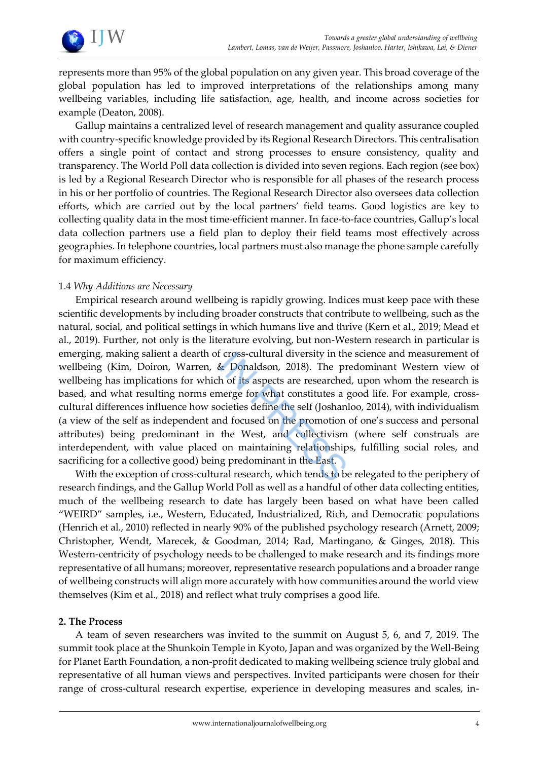represents more than 95% of the global population on any given year. This broad coverage of the global population has led to improved interpretations of the relationships among many wellbeing variables, including life satisfaction, age, health, and income across societies for example (Deaton, 2008).

Gallup maintains a centralized level of research management and quality assurance coupled with country-specific knowledge provided by its Regional Research Directors. This centralisation offers a single point of contact and strong processes to ensure consistency, quality and transparency. The World Poll data collection is divided into seven regions. Each region (see box) is led by a Regional Research Director who is responsible for all phases of the research process in his or her portfolio of countries. The Regional Research Director also oversees data collection efforts, which are carried out by the local partners' field teams. Good logistics are key to collecting quality data in the most time-efficient manner. In face-to-face countries, Gallup's local data collection partners use a field plan to deploy their field teams most effectively across geographies. In telephone countries, local partners must also manage the phone sample carefully for maximum efficiency.

### 1.4 *Why Additions are Necessary*

Empirical research around wellbeing is rapidly growing. Indices must keep pace with these scientific developments by including broader constructs that contribute to wellbeing, such as the natural, social, and political settings in which humans live and thrive (Kern et al., 2019; Mead et al., 2019). Further, not only is the literature evolving, but non-Western research in particular is emerging, making salient a dearth of cross-cultural diversity in the science and measurement of wellbeing (Kim, Doiron, Warren, & Donaldson, 2018). The predominant Western view of wellbeing has implications for which of its aspects are researched, upon whom the research is based, and what resulting norms emerge for what constitutes a good life. For example, cross-cultural differences influence how societies define the self (Joshanloo, 2014), with individualism (a view of the self as independent and focused on the promotion of one's success and personal attributes) being predominant in the West, and collectivism (where self construals are interdependent, with value placed on maintaining relationships, fulfilling social roles, and sacrificing for a collective good) being predominant in the East.

With the exception of cross-cultural research, which tends to be relegated to the periphery of research findings, and the Gallup World Poll as well as a handful of other data collecting entities, much of the wellbeing research to date has largely been based on what have been called "WEIRD" samples, i.e., Western, Educated, Industrialized, Rich, and Democratic populations (Henrich et al., 2010) reflected in nearly 90% of the published psychology research (Arnett, 2009; Christopher, Wendt, Marecek, & Goodman, 2014; Rad, Martingano, & Ginges, 2018). This Western-centricity of psychology needs to be challenged to make research and its findings more representative of all humans; moreover, representative research populations and a broader range of wellbeing constructs will align more accurately with how communities around the world view themselves (Kim et al., 2018) and reflect what truly comprises a good life.

## 2. The Process

A team of seven researchers was invited to the summit on August 5, 6, and 7, 2019. The summit took place at the Shunkoin Temple in Kyoto, Japan and was organized by the Well-Being for Planet Earth Foundation, a non-profit dedicated to making wellbeing science truly global and representative of all human views and perspectives. Invited participants were chosen for their range of cross-cultural research expertise, experience in developing measures and scales, in-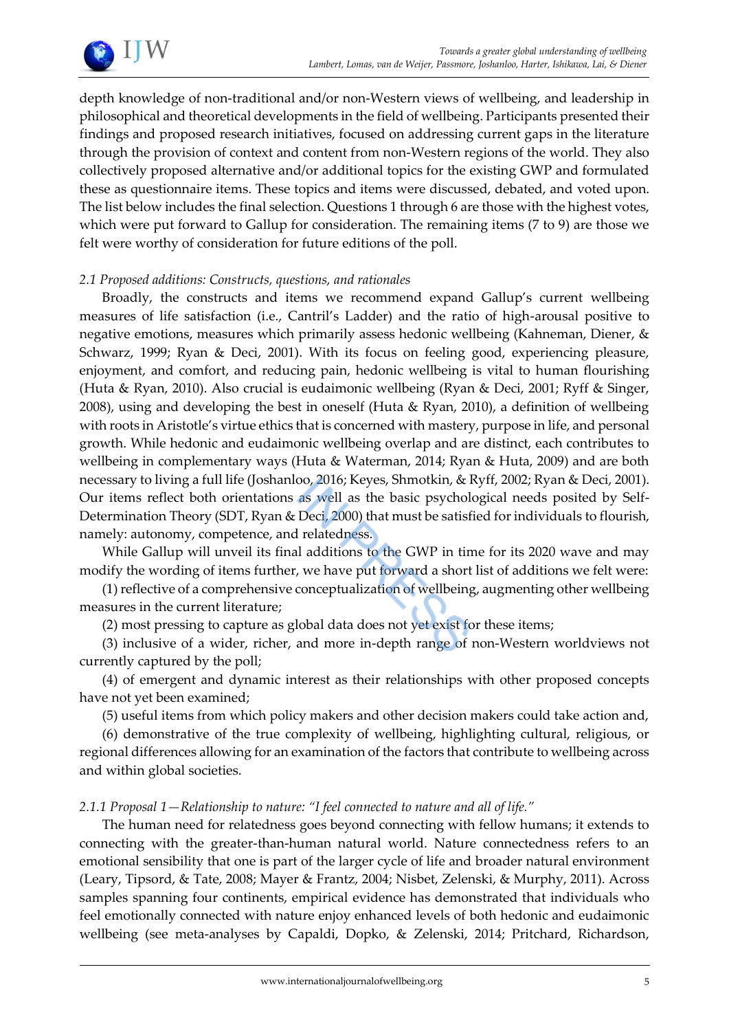depth knowledge of non-traditional and/or non-Western views of wellbeing, and leadership in philosophical and theoretical developments in the field of wellbeing. Participants presented their findings and proposed research initiatives, focused on addressing current gaps in the literature through the provision of context and content from non-Western regions of the world. They also collectively proposed alternative and/or additional topics for the existing GWP and formulated these as questionnaire items. These topics and items were discussed, debated, and voted upon. The list below includes the final selection. Questions 1 through 6 are those with the highest votes, which were put forward to Gallup for consideration. The remaining items (7 to 9) are those we felt were worthy of consideration for future editions of the poll.

### *2.1 Proposed additions: Constructs, questions, and rationales*

Broadly, the constructs and items we recommend expand Gallup's current wellbeing measures of life satisfaction (i.e., Cantril's Ladder) and the ratio of high-arousal positive to negative emotions, measures which primarily assess hedonic wellbeing (Kahneman, Diener, & Schwarz, 1999; Ryan & Deci, 2001). With its focus on feeling good, experiencing pleasure, enjoyment, and comfort, and reducing pain, hedonic wellbeing is vital to human flourishing (Huta & Ryan, 2010). Also crucial is eudaimonic wellbeing (Ryan & Deci, 2001; Ryff & Singer, 2008), using and developing the best in oneself (Huta & Ryan, 2010), a definition of wellbeing with roots in Aristotle's virtue ethics that is concerned with mastery, purpose in life, and personal growth. While hedonic and eudaimonic wellbeing overlap and are distinct, each contributes to wellbeing in complementary ways (Huta & Waterman, 2014; Ryan & Huta, 2009) and are both necessary to living a full life (Joshanloo, 2016; Keyes, Shmotkin, & Ryff, 2002; Ryan & Deci, 2001). Our items reflect both orientations as well as the basic psychological needs posited by Self-Determination Theory (SDT, Ryan & Deci, 2000) that must be satisfied for individuals to flourish, namely: autonomy, competence, and relatedness.

While Gallup will unveil its final additions to the GWP in time for its 2020 wave and may modify the wording of items further, we have put forward a short list of additions we felt were:

(1) reflective of a comprehensive conceptualization of wellbeing, augmenting other wellbeing measures in the current literature;

(2) most pressing to capture as global data does not yet exist for these items;

(3) inclusive of a wider, richer, and more in-depth range of non-Western worldviews not currently captured by the poll;

(4) of emergent and dynamic interest as their relationships with other proposed concepts have not yet been examined;

(5) useful items from which policy makers and other decision makers could take action and,

(6) demonstrative of the true complexity of wellbeing, highlighting cultural, religious, or regional differences allowing for an examination of the factors that contribute to wellbeing across and within global societies.

#### *2.1.1 Proposal 1—Relationship to nature: "I feel connected to nature and all of life."*

The human need for relatedness goes beyond connecting with fellow humans; it extends to connecting with the greater-than-human natural world. Nature connectedness refers to an emotional sensibility that one is part of the larger cycle of life and broader natural environment (Leary, Tipsord, & Tate, 2008; Mayer & Frantz, 2004; Nisbet, Zelenski, & Murphy, 2011). Across samples spanning four continents, empirical evidence has demonstrated that individuals who feel emotionally connected with nature enjoy enhanced levels of both hedonic and eudaimonic wellbeing (see meta-analyses by Capaldi, Dopko, & Zelenski, 2014; Pritchard, Richardson,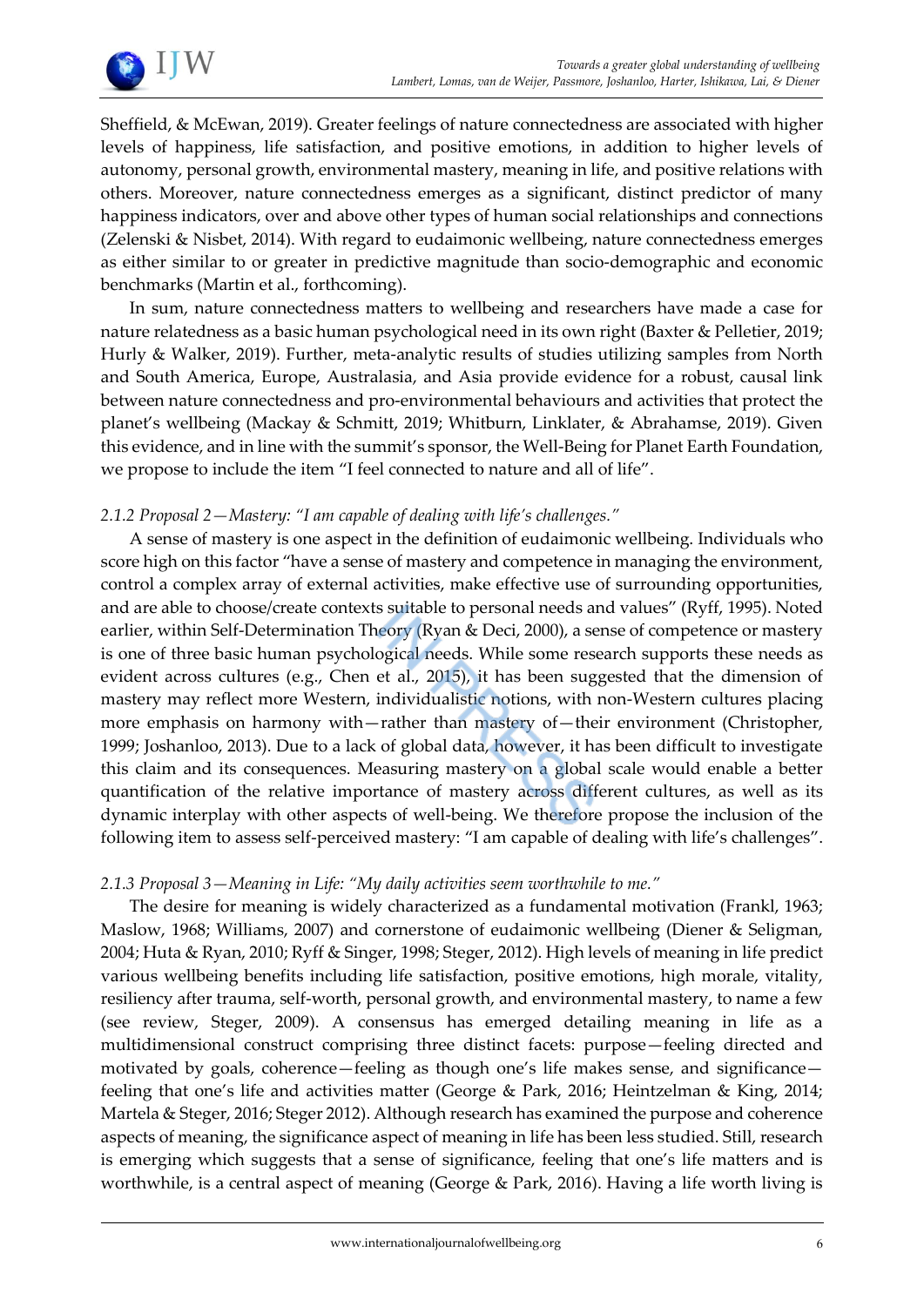Sheffield, & McEwan, 2019). Greater feelings of nature connectedness are associated with higher levels of happiness, life satisfaction, and positive emotions, in addition to higher levels of autonomy, personal growth, environmental mastery, meaning in life, and positive relations with others. Moreover, nature connectedness emerges as a significant, distinct predictor of many happiness indicators, over and above other types of human social relationships and connections (Zelenski & Nisbet, 2014). With regard to eudaimonic wellbeing, nature connectedness emerges as either similar to or greater in predictive magnitude than socio-demographic and economic benchmarks (Martin et al., forthcoming).

In sum, nature connectedness matters to wellbeing and researchers have made a case for nature relatedness as a basic human psychological need in its own right (Baxter & Pelletier, 2019; Hurly & Walker, 2019). Further, meta-analytic results of studies utilizing samples from North and South America, Europe, Australasia, and Asia provide evidence for a robust, causal link between nature connectedness and pro-environmental behaviours and activities that protect the planet's wellbeing (Mackay & Schmitt, 2019; Whitburn, Linklater, & Abrahamse, 2019). Given this evidence, and in line with the summit's sponsor, the Well-Being for Planet Earth Foundation, we propose to include the item "I feel connected to nature and all of life".

#### *2.1.2 Proposal 2—Mastery: "I am capable of dealing with life's challenges."*

A sense of mastery is one aspect in the definition of eudaimonic wellbeing. Individuals who score high on this factor "have a sense of mastery and competence in managing the environment, control a complex array of external activities, make effective use of surrounding opportunities, and are able to choose/create contexts suitable to personal needs and values" (Ryff, 1995). Noted earlier, within Self-Determination Theory (Ryan & Deci, 2000), a sense of competence or mastery is one of three basic human psychological needs. While some research supports these needs as evident across cultures (e.g., Chen et al., 2015), it has been suggested that the dimension of mastery may reflect more Western, individualistic notions, with non-Western cultures placing more emphasis on harmony with—rather than mastery of—their environment (Christopher, 1999; Joshanloo, 2013). Due to a lack of global data, however, it has been difficult to investigate this claim and its consequences. Measuring mastery on a global scale would enable a better quantification of the relative importance of mastery across different cultures, as well as its dynamic interplay with other aspects of well-being. We therefore propose the inclusion of the following item to assess self-perceived mastery: "I am capable of dealing with life's challenges".

#### *2.1.3 Proposal 3—Meaning in Life: "My daily activities seem worthwhile to me."*

The desire for meaning is widely characterized as a fundamental motivation (Frankl, 1963; Maslow, 1968; Williams, 2007) and cornerstone of eudaimonic wellbeing (Diener & Seligman, 2004; Huta & Ryan, 2010; Ryff & Singer, 1998; Steger, 2012). High levels of meaning in life predict various wellbeing benefits including life satisfaction, positive emotions, high morale, vitality, resiliency after trauma, self-worth, personal growth, and environmental mastery, to name a few (see review, Steger, 2009). A consensus has emerged detailing meaning in life as a multidimensional construct comprising three distinct facets: purpose—feeling directed and motivated by goals, coherence—feeling as though one's life makes sense, and significance—feeling that one's life and activities matter (George & Park, 2016; Heintzelman & King, 2014; Martela & Steger, 2016; Steger 2012). Although research has examined the purpose and coherence aspects of meaning, the significance aspect of meaning in life has been less studied. Still, research is emerging which suggests that a sense of significance, feeling that one's life matters and is worthwhile, is a central aspect of meaning (George & Park, 2016). Having a life worth living is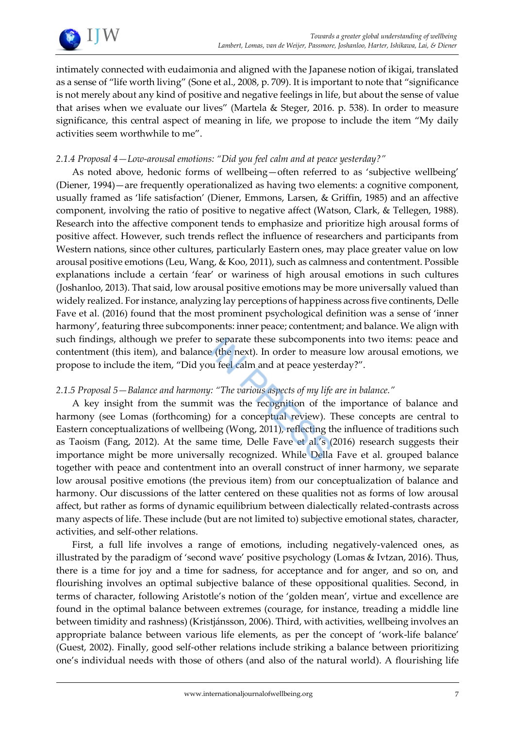intimately connected with eudaimonia and aligned with the Japanese notion of ikigai, translated as a sense of "life worth living" (Sone et al., 2008, p. 709). It is important to note that "significance is not merely about any kind of positive and negative feelings in life, but about the sense of value that arises when we evaluate our lives" (Martela & Steger, 2016. p. 538). In order to measure significance, this central aspect of meaning in life, we propose to include the item "My daily activities seem worthwhile to me".

### *2.1.4 Proposal 4—Low-arousal emotions: "Did you feel calm and at peace yesterday?"*

As noted above, hedonic forms of wellbeing—often referred to as 'subjective wellbeing' (Diener, 1994)—are frequently operationalized as having two elements: a cognitive component, usually framed as 'life satisfaction' (Diener, Emmons, Larsen, & Griffin, 1985) and an affective component, involving the ratio of positive to negative affect (Watson, Clark, & Tellegen, 1988). Research into the affective component tends to emphasize and prioritize high arousal forms of positive affect. However, such trends reflect the influence of researchers and participants from Western nations, since other cultures, particularly Eastern ones, may place greater value on low arousal positive emotions (Leu, Wang, & Koo, 2011), such as calmness and contentment. Possible explanations include a certain 'fear' or wariness of high arousal emotions in such cultures (Joshanloo, 2013). That said, low arousal positive emotions may be more universally valued than widely realized. For instance, analyzing lay perceptions of happiness across five continents, Delle Fave et al. (2016) found that the most prominent psychological definition was a sense of 'inner harmony', featuring three subcomponents: inner peace; contentment; and balance. We align with such findings, although we prefer to separate these subcomponents into two items: peace and contentment (this item), and balance (the next). In order to measure low arousal emotions, we propose to include the item, "Did you feel calm and at peace yesterday?".

### *2.1.5 Proposal 5—Balance and harmony: "The various aspects of my life are in balance."*

A key insight from the summit was the recognition of the importance of balance and harmony (see Lomas (forthcoming) for a conceptual review). These concepts are central to Eastern conceptualizations of wellbeing (Wong, 2011), reflecting the influence of traditions such as Taoism (Fang, 2012). At the same time, Delle Fave et al.'s (2016) research suggests their importance might be more universally recognized. While Della Fave et al. grouped balance together with peace and contentment into an overall construct of inner harmony, we separate low arousal positive emotions (the previous item) from our conceptualization of balance and harmony. Our discussions of the latter centered on these qualities not as forms of low arousal affect, but rather as forms of dynamic equilibrium between dialectically related-contrasts across many aspects of life. These include (but are not limited to) subjective emotional states, character, activities, and self-other relations.

First, a full life involves a range of emotions, including negatively-valenced ones, as illustrated by the paradigm of 'second wave' positive psychology (Lomas & Ivtzan, 2016). Thus, there is a time for joy and a time for sadness, for acceptance and for anger, and so on, and flourishing involves an optimal subjective balance of these oppositional qualities. Second, in terms of character, following Aristotle's notion of the 'golden mean', virtue and excellence are found in the optimal balance between extremes (courage, for instance, treading a middle line between timidity and rashness) (Kristjánsson, 2006). Third, with activities, wellbeing involves an appropriate balance between various life elements, as per the concept of 'work-life balance' (Guest, 2002). Finally, good self-other relations include striking a balance between prioritizing one's individual needs with those of others (and also of the natural world). A flourishing life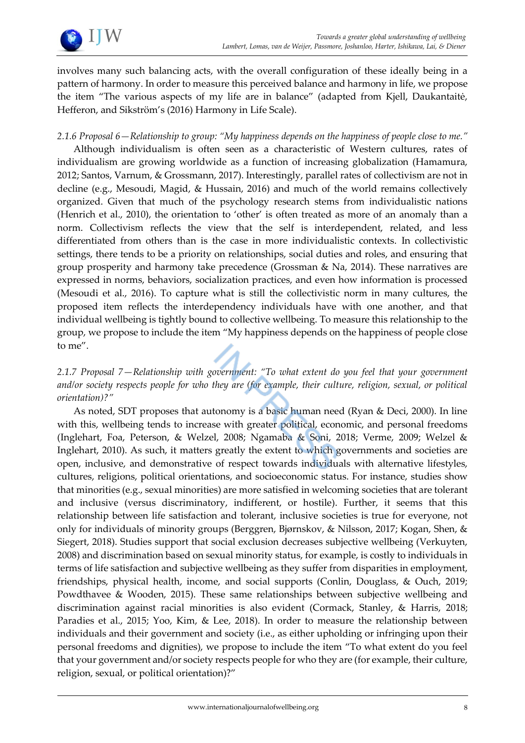involves many such balancing acts, with the overall configuration of these ideally being in a pattern of harmony. In order to measure this perceived balance and harmony in life, we propose the item "The various aspects of my life are in balance" (adapted from Kjell, Daukantaitė, Hefferon, and Sikström's (2016) Harmony in Life Scale).

### *2.1.6 Proposal 6—Relationship to group: "My happiness depends on the happiness of people close to me."*

Although individualism is often seen as a characteristic of Western cultures, rates of individualism are growing worldwide as a function of increasing globalization (Hamamura, 2012; Santos, Varnum, & Grossmann, 2017). Interestingly, parallel rates of collectivism are not in decline (e.g., Mesoudi, Magid, & Hussain, 2016) and much of the world remains collectively organized. Given that much of the psychology research stems from individualistic nations (Henrich et al., 2010), the orientation to 'other' is often treated as more of an anomaly than a norm. Collectivism reflects the view that the self is interdependent, related, and less differentiated from others than is the case in more individualistic contexts. In collectivistic settings, there tends to be a priority on relationships, social duties and roles, and ensuring that group prosperity and harmony take precedence (Grossman & Na, 2014). These narratives are expressed in norms, behaviors, socialization practices, and even how information is processed (Mesoudi et al., 2016). To capture what is still the collectivistic norm in many cultures, the proposed item reflects the interdependency individuals have with one another, and that individual wellbeing is tightly bound to collective wellbeing. To measure this relationship to the group, we propose to include the item "My happiness depends on the happiness of people close to me".

### *2.1.7 Proposal 7—Relationship with government: "To what extent do you feel that your government and/or society respects people for who they are (for example, their culture, religion, sexual, or political orientation)?"*

As noted, SDT proposes that autonomy is a basic human need (Ryan & Deci, 2000). In line with this, wellbeing tends to increase with greater political, economic, and personal freedoms (Inglehart, Foa, Peterson, & Welzel, 2008; Ngamaba & Soni, 2018; Verme, 2009; Welzel & Inglehart, 2010). As such, it matters greatly the extent to which governments and societies are open, inclusive, and demonstrative of respect towards individuals with alternative lifestyles, cultures, religions, political orientations, and socioeconomic status. For instance, studies show that minorities (e.g., sexual minorities) are more satisfied in welcoming societies that are tolerant and inclusive (versus discriminatory, indifferent, or hostile). Further, it seems that this relationship between life satisfaction and tolerant, inclusive societies is true for everyone, not only for individuals of minority groups (Berggren, Bjørnskov, & Nilsson, 2017; Kogan, Shen, & Siegert, 2018). Studies support that social exclusion decreases subjective wellbeing (Verkuyten, 2008) and discrimination based on sexual minority status, for example, is costly to individuals in terms of life satisfaction and subjective wellbeing as they suffer from disparities in employment, friendships, physical health, income, and social supports (Conlin, Douglass, & Ouch, 2019; Powdthavee & Wooden, 2015). These same relationships between subjective wellbeing and discrimination against racial minorities is also evident (Cormack, Stanley, & Harris, 2018; Paradies et al., 2015; Yoo, Kim, & Lee, 2018). In order to measure the relationship between individuals and their government and society (i.e., as either upholding or infringing upon their personal freedoms and dignities), we propose to include the item "To what extent do you feel that your government and/or society respects people for who they are (for example, their culture, religion, sexual, or political orientation)?"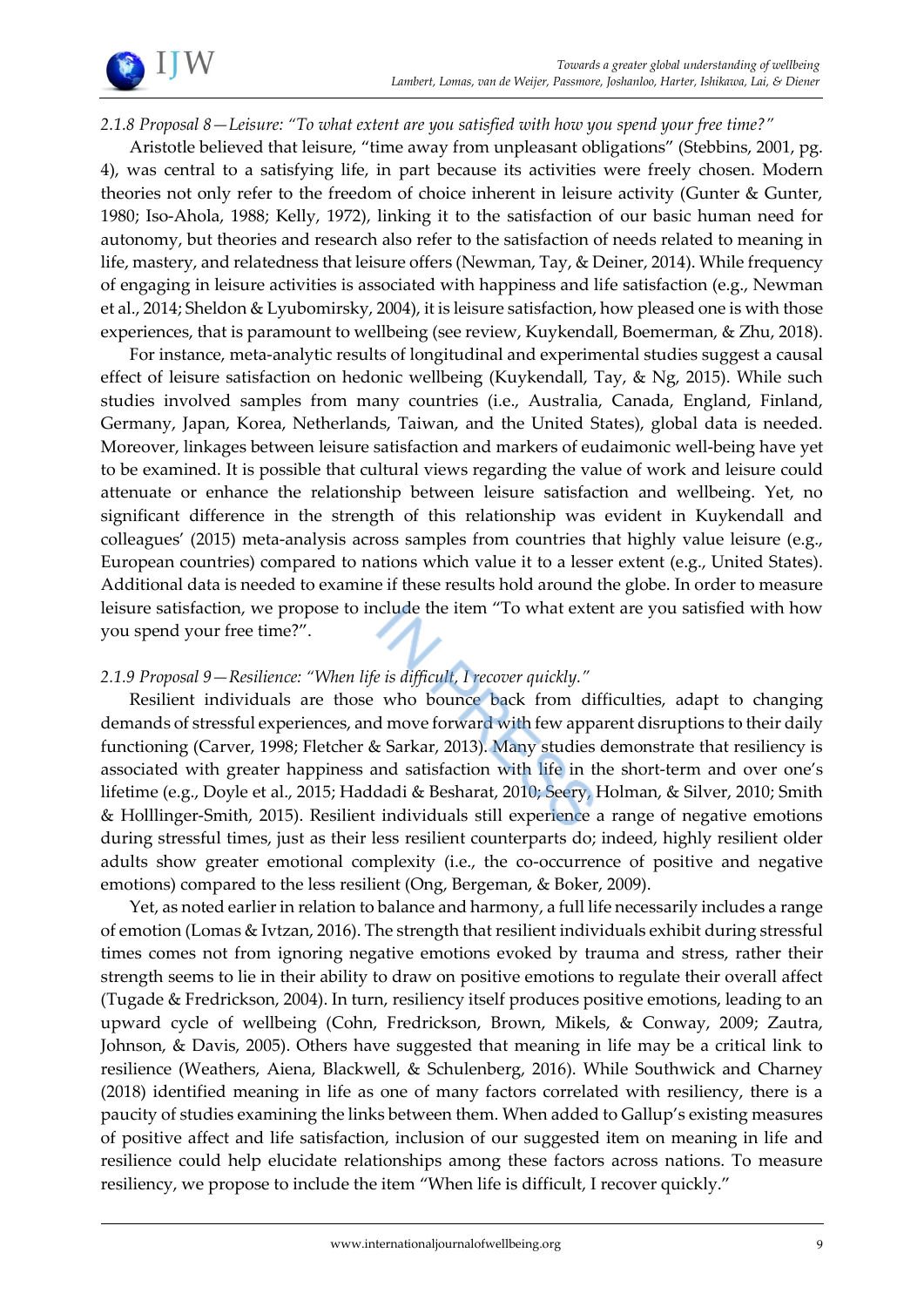### *2.1.8 Proposal 8—Leisure: "To what extent are you satisfied with how you spend your free time?"*

Aristotle believed that leisure, "time away from unpleasant obligations" (Stebbins, 2001, pg. 4), was central to a satisfying life, in part because its activities were freely chosen. Modern theories not only refer to the freedom of choice inherent in leisure activity (Gunter & Gunter, 1980; Iso-Ahola, 1988; Kelly, 1972), linking it to the satisfaction of our basic human need for autonomy, but theories and research also refer to the satisfaction of needs related to meaning in life, mastery, and relatedness that leisure offers (Newman, Tay, & Deiner, 2014). While frequency of engaging in leisure activities is associated with happiness and life satisfaction (e.g., Newman et al., 2014; Sheldon & Lyubomirsky, 2004), it is leisure satisfaction, how pleased one is with those experiences, that is paramount to wellbeing (see review, Kuykendall, Boemerman, & Zhu, 2018).

For instance, meta-analytic results of longitudinal and experimental studies suggest a causal effect of leisure satisfaction on hedonic wellbeing (Kuykendall, Tay, & Ng, 2015). While such studies involved samples from many countries (i.e., Australia, Canada, England, Finland, Germany, Japan, Korea, Netherlands, Taiwan, and the United States), global data is needed. Moreover, linkages between leisure satisfaction and markers of eudaimonic well-being have yet to be examined. It is possible that cultural views regarding the value of work and leisure could attenuate or enhance the relationship between leisure satisfaction and wellbeing. Yet, no significant difference in the strength of this relationship was evident in Kuykendall and colleagues' (2015) meta-analysis across samples from countries that highly value leisure (e.g., European countries) compared to nations which value it to a lesser extent (e.g., United States). Additional data is needed to examine if these results hold around the globe. In order to measure leisure satisfaction, we propose to include the item "To what extent are you satisfied with how you spend your free time?".

### *2.1.9 Proposal 9—Resilience: "When life is difficult, I recover quickly."*

Resilient individuals are those who bounce back from difficulties, adapt to changing demands of stressful experiences, and move forward with few apparent disruptions to their daily functioning (Carver, 1998; Fletcher & Sarkar, 2013). Many studies demonstrate that resiliency is associated with greater happiness and satisfaction with life in the short-term and over one's lifetime (e.g., Doyle et al., 2015; Haddadi & Besharat, 2010; Seery, Holman, & Silver, 2010; Smith & Holllinger-Smith, 2015). Resilient individuals still experience a range of negative emotions during stressful times, just as their less resilient counterparts do; indeed, highly resilient older adults show greater emotional complexity (i.e., the co-occurrence of positive and negative emotions) compared to the less resilient (Ong, Bergeman, & Boker, 2009).

Yet, as noted earlier in relation to balance and harmony, a full life necessarily includes a range of emotion (Lomas & Ivtzan, 2016). The strength that resilient individuals exhibit during stressful times comes not from ignoring negative emotions evoked by trauma and stress, rather their strength seems to lie in their ability to draw on positive emotions to regulate their overall affect (Tugade & Fredrickson, 2004). In turn, resiliency itself produces positive emotions, leading to an upward cycle of wellbeing (Cohn, Fredrickson, Brown, Mikels, & Conway, 2009; Zautra, Johnson, & Davis, 2005). Others have suggested that meaning in life may be a critical link to resilience (Weathers, Aiena, Blackwell, & Schulenberg, 2016). While Southwick and Charney (2018) identified meaning in life as one of many factors correlated with resiliency, there is a paucity of studies examining the links between them. When added to Gallup's existing measures of positive affect and life satisfaction, inclusion of our suggested item on meaning in life and resilience could help elucidate relationships among these factors across nations. To measure resiliency, we propose to include the item "When life is difficult, I recover quickly."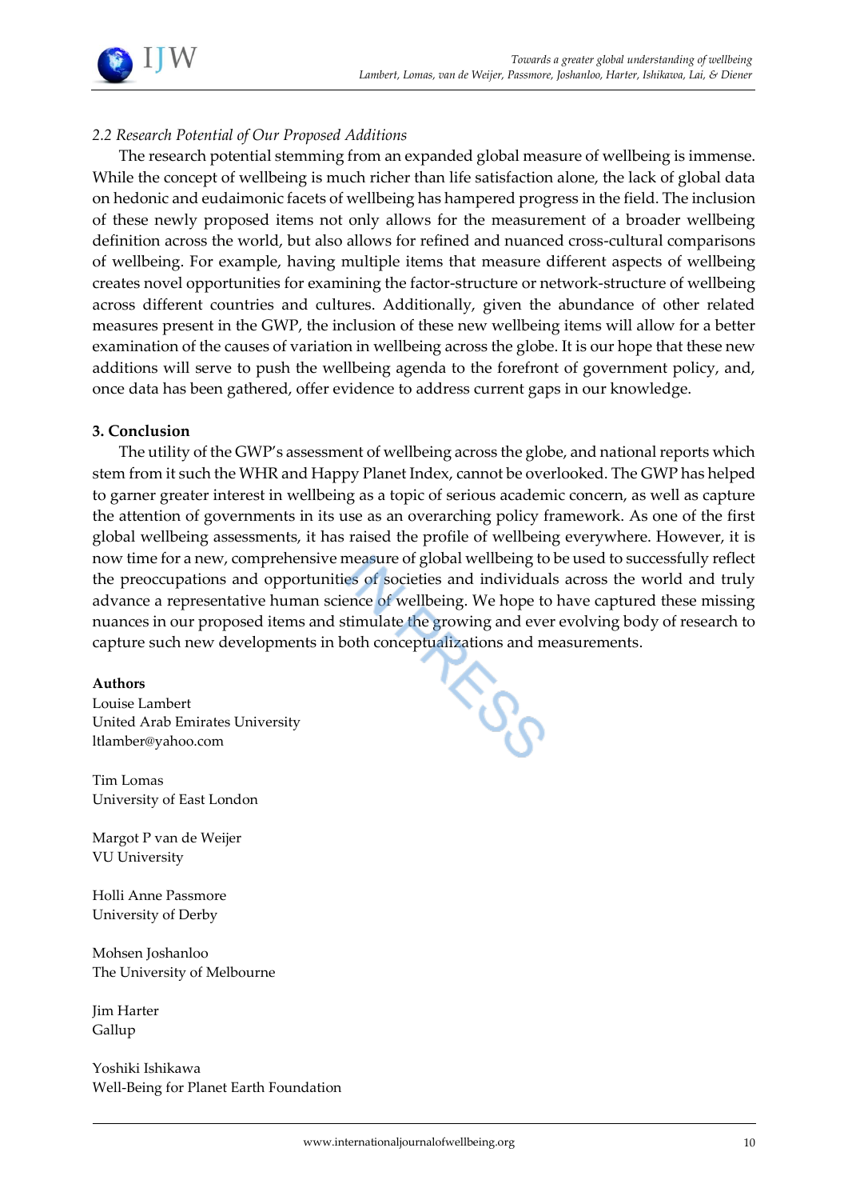*2.2 Research Potential of Our Proposed Additions*

The research potential stemming from an expanded global measure of wellbeing is immense. While the concept of wellbeing is much richer than life satisfaction alone, the lack of global data on hedonic and eudaimonic facets of wellbeing has hampered progress in the field. The inclusion of these newly proposed items not only allows for the measurement of a broader wellbeing definition across the world, but also allows for refined and nuanced cross-cultural comparisons of wellbeing. For example, having multiple items that measure different aspects of wellbeing creates novel opportunities for examining the factor-structure or network-structure of wellbeing across different countries and cultures. Additionally, given the abundance of other related measures present in the GWP, the inclusion of these new wellbeing items will allow for a better examination of the causes of variation in wellbeing across the globe. It is our hope that these new additions will serve to push the wellbeing agenda to the forefront of government policy, and, once data has been gathered, offer evidence to address current gaps in our knowledge.

## 3. Conclusion

The utility of the GWP's assessment of wellbeing across the globe, and national reports which stem from it such the WHR and Happy Planet Index, cannot be overlooked. The GWP has helped to garner greater interest in wellbeing as a topic of serious academic concern, as well as capture the attention of governments in its use as an overarching policy framework. As one of the first global wellbeing assessments, it has raised the profile of wellbeing everywhere. However, it is now time for a new, comprehensive measure of global wellbeing to be used to successfully reflect the preoccupations and opportunities of societies and individuals across the world and truly advance a representative human science of wellbeing. We hope to have captured these missing nuances in our proposed items and stimulate the growing and ever evolving body of research to capture such new developments in both conceptualizations and measurements.

**Authors**

Louise Lambert
United Arab Emirates University
ltlamber@yahoo.com

Tim Lomas
University of East London

Margot P van de Weijer
VU University

Holli Anne Passmore
University of Derby

Mohsen Joshanloo
The University of Melbourne

Jim Harter
Gallup

Yoshiki Ishikawa
Well-Being for Planet Earth Foundation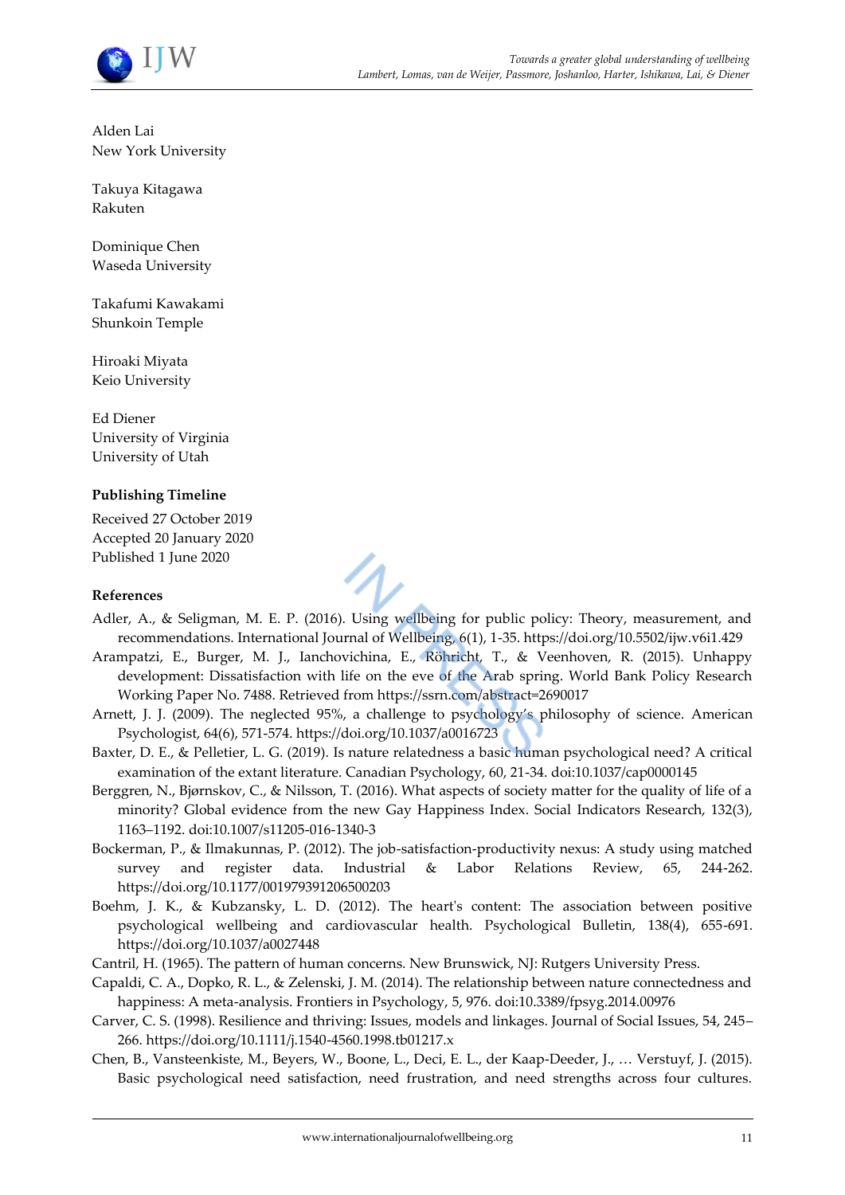Alden Lai
New York University

Takuya Kitagawa
Rakuten

Dominique Chen
Waseda University

Takafumi Kawakami
Shunkoin Temple

Hiroaki Miyata
Keio University

Ed Diener
University of Virginia
University of Utah

**Publishing Timeline**

Received 27 October 2019
Accepted 20 January 2020
Published 1 June 2020

**References**

Adler, A., & Seligman, M. E. P. (2016). Using wellbeing for public policy: Theory, measurement, and recommendations. International Journal of Wellbeing, 6(1), 1-35. https://doi.org/10.5502/ijw.v6i1.429

Arampatzi, E., Burger, M. J., Ianchovichina, E., Röhricht, T., & Veenhoven, R. (2015). Unhappy development: Dissatisfaction with life on the eve of the Arab spring. World Bank Policy Research Working Paper No. 7488. Retrieved from https://ssrn.com/abstract=2690017

Arnett, J. J. (2009). The neglected 95%, a challenge to psychology's philosophy of science. American Psychologist, 64(6), 571-574. https://doi.org/10.1037/a0016723

Baxter, D. E., & Pelletier, L. G. (2019). Is nature relatedness a basic human psychological need? A critical examination of the extant literature. Canadian Psychology, 60, 21-34. doi:10.1037/cap0000145

Berggren, N., Bjørnskov, C., & Nilsson, T. (2016). What aspects of society matter for the quality of life of a minority? Global evidence from the new Gay Happiness Index. Social Indicators Research, 132(3), 1163–1192. doi:10.1007/s11205-016-1340-3

Bockerman, P., & Ilmakunnas, P. (2012). The job-satisfaction-productivity nexus: A study using matched survey and register data. Industrial & Labor Relations Review, 65, 244-262. https://doi.org/10.1177/001979391206500203

Boehm, J. K., & Kubzansky, L. D. (2012). The heart's content: The association between positive psychological wellbeing and cardiovascular health. Psychological Bulletin, 138(4), 655-691. https://doi.org/10.1037/a0027448

Cantril, H. (1965). The pattern of human concerns. New Brunswick, NJ: Rutgers University Press.

Capaldi, C. A., Dopko, R. L., & Zelenski, J. M. (2014). The relationship between nature connectedness and happiness: A meta-analysis. Frontiers in Psychology, 5, 976. doi:10.3389/fpsyg.2014.00976

Carver, C. S. (1998). Resilience and thriving: Issues, models and linkages. Journal of Social Issues, 54, 245–266. https://doi.org/10.1111/j.1540-4560.1998.tb01217.x

Chen, B., Vansteenkiste, M., Beyers, W., Boone, L., Deci, E. L., der Kaap-Deeder, J., … Verstuyf, J. (2015). Basic psychological need satisfaction, need frustration, and need strengths across four cultures.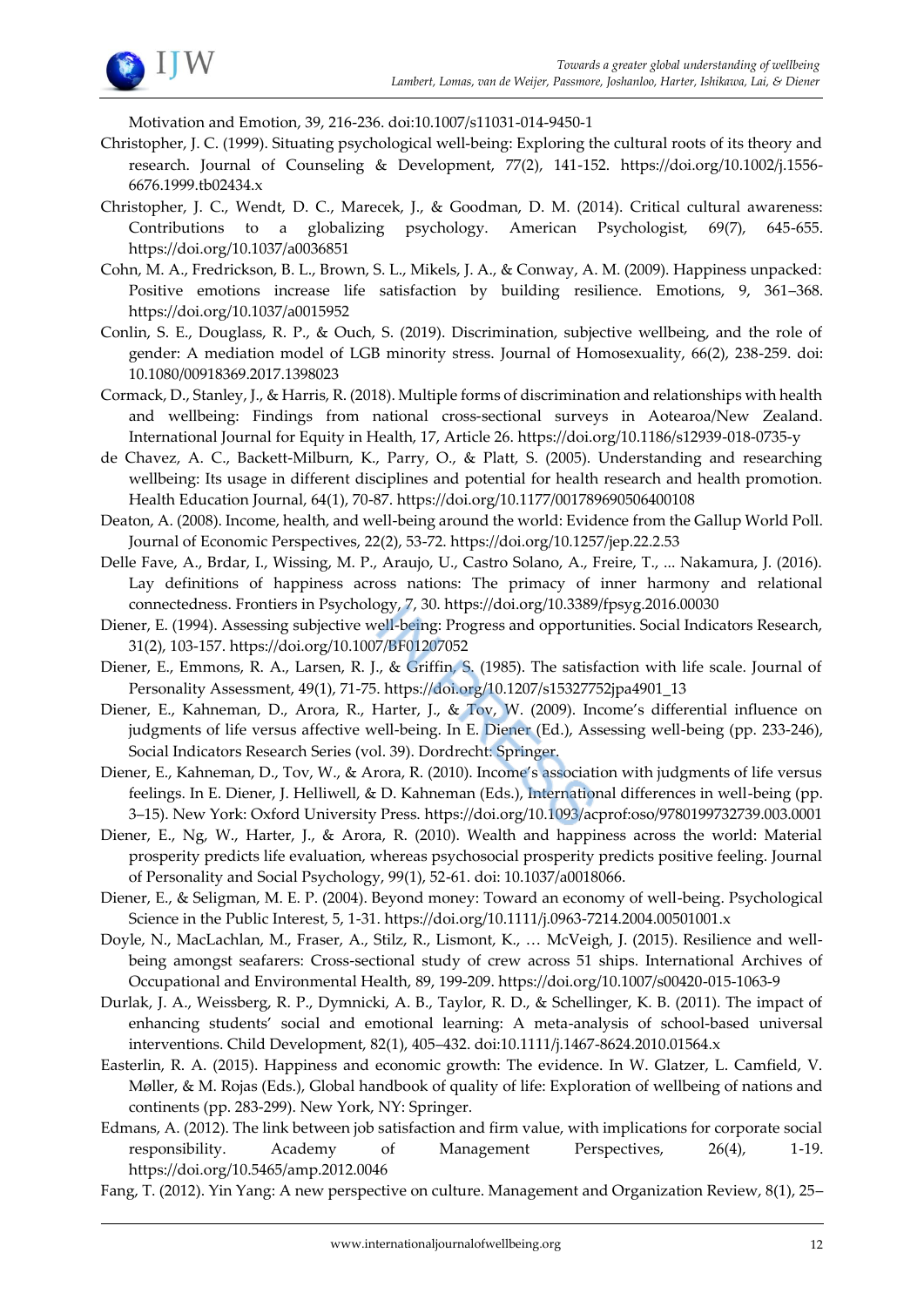Motivation and Emotion, 39, 216-236. doi:10.1007/s11031-014-9450-1

Christopher, J. C. (1999). Situating psychological well-being: Exploring the cultural roots of its theory and research. Journal of Counseling & Development, 77(2), 141-152. https://doi.org/10.1002/j.1556-6676.1999.tb02434.x

Christopher, J. C., Wendt, D. C., Marecek, J., & Goodman, D. M. (2014). Critical cultural awareness: Contributions to a globalizing psychology. American Psychologist, 69(7), 645-655. https://doi.org/10.1037/a0036851

Cohn, M. A., Fredrickson, B. L., Brown, S. L., Mikels, J. A., & Conway, A. M. (2009). Happiness unpacked: Positive emotions increase life satisfaction by building resilience. Emotions, 9, 361–368. https://doi.org/10.1037/a0015952

Conlin, S. E., Douglass, R. P., & Ouch, S. (2019). Discrimination, subjective wellbeing, and the role of gender: A mediation model of LGB minority stress. Journal of Homosexuality, 66(2), 238-259. doi: 10.1080/00918369.2017.1398023

Cormack, D., Stanley, J., & Harris, R. (2018). Multiple forms of discrimination and relationships with health and wellbeing: Findings from national cross-sectional surveys in Aotearoa/New Zealand. International Journal for Equity in Health, 17, Article 26. https://doi.org/10.1186/s12939-018-0735-y

de Chavez, A. C., Backett-Milburn, K., Parry, O., & Platt, S. (2005). Understanding and researching wellbeing: Its usage in different disciplines and potential for health research and health promotion. Health Education Journal, 64(1), 70-87. https://doi.org/10.1177/001789690506400108

Deaton, A. (2008). Income, health, and well-being around the world: Evidence from the Gallup World Poll. Journal of Economic Perspectives, 22(2), 53-72. https://doi.org/10.1257/jep.22.2.53

Delle Fave, A., Brdar, I., Wissing, M. P., Araujo, U., Castro Solano, A., Freire, T., ... Nakamura, J. (2016). Lay definitions of happiness across nations: The primacy of inner harmony and relational connectedness. Frontiers in Psychology, 7, 30. https://doi.org/10.3389/fpsyg.2016.00030

Diener, E. (1994). Assessing subjective well-being: Progress and opportunities. Social Indicators Research, 31(2), 103-157. https://doi.org/10.1007/BF01207052

Diener, E., Emmons, R. A., Larsen, R. J., & Griffin, S. (1985). The satisfaction with life scale. Journal of Personality Assessment, 49(1), 71-75. https://doi.org/10.1207/s15327752jpa4901_13

Diener, E., Kahneman, D., Arora, R., Harter, J., & Tov, W. (2009). Income's differential influence on judgments of life versus affective well-being. In E. Diener (Ed.), Assessing well-being (pp. 233-246), Social Indicators Research Series (vol. 39). Dordrecht: Springer.

Diener, E., Kahneman, D., Tov, W., & Arora, R. (2010). Income's association with judgments of life versus feelings. In E. Diener, J. Helliwell, & D. Kahneman (Eds.), International differences in well-being (pp. 3–15). New York: Oxford University Press. https://doi.org/10.1093/acprof:oso/9780199732739.003.0001

Diener, E., Ng, W., Harter, J., & Arora, R. (2010). Wealth and happiness across the world: Material prosperity predicts life evaluation, whereas psychosocial prosperity predicts positive feeling. Journal of Personality and Social Psychology, 99(1), 52-61. doi: 10.1037/a0018066.

Diener, E., & Seligman, M. E. P. (2004). Beyond money: Toward an economy of well-being. Psychological Science in the Public Interest, 5, 1-31. https://doi.org/10.1111/j.0963-7214.2004.00501001.x

Doyle, N., MacLachlan, M., Fraser, A., Stilz, R., Lismont, K., … McVeigh, J. (2015). Resilience and well-being amongst seafarers: Cross-sectional study of crew across 51 ships. International Archives of Occupational and Environmental Health, 89, 199-209. https://doi.org/10.1007/s00420-015-1063-9

Durlak, J. A., Weissberg, R. P., Dymnicki, A. B., Taylor, R. D., & Schellinger, K. B. (2011). The impact of enhancing students' social and emotional learning: A meta-analysis of school-based universal interventions. Child Development, 82(1), 405–432. doi:10.1111/j.1467-8624.2010.01564.x

Easterlin, R. A. (2015). Happiness and economic growth: The evidence. In W. Glatzer, L. Camfield, V. Møller, & M. Rojas (Eds.), Global handbook of quality of life: Exploration of wellbeing of nations and continents (pp. 283-299). New York, NY: Springer.

Edmans, A. (2012). The link between job satisfaction and firm value, with implications for corporate social responsibility. Academy of Management Perspectives, 26(4), 1-19. https://doi.org/10.5465/amp.2012.0046

Fang, T. (2012). Yin Yang: A new perspective on culture. Management and Organization Review, 8(1), 25–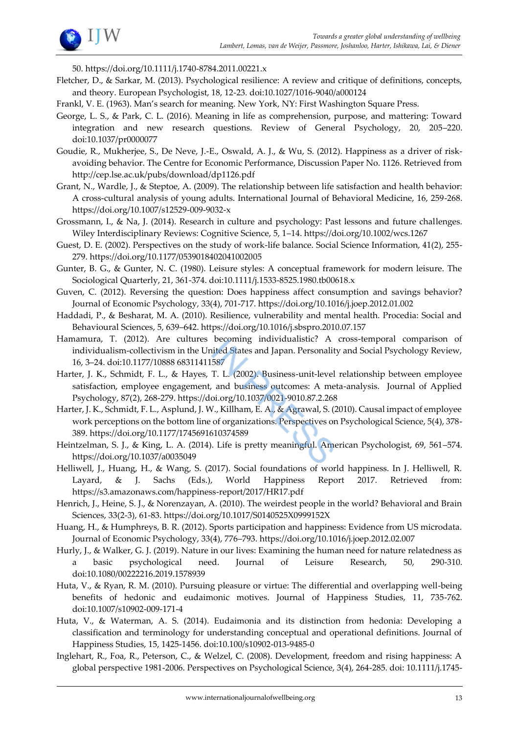50. https://doi.org/10.1111/j.1740-8784.2011.00221.x

Fletcher, D., & Sarkar, M. (2013). Psychological resilience: A review and critique of definitions, concepts, and theory. European Psychologist, 18, 12-23. doi:10.1027/1016-9040/a000124

Frankl, V. E. (1963). Man's search for meaning. New York, NY: First Washington Square Press.

George, L. S., & Park, C. L. (2016). Meaning in life as comprehension, purpose, and mattering: Toward integration and new research questions. Review of General Psychology, 20, 205–220. doi:10.1037/pr0000077

Goudie, R., Mukherjee, S., De Neve, J.-E., Oswald, A. J., & Wu, S. (2012). Happiness as a driver of risk-avoiding behavior. The Centre for Economic Performance, Discussion Paper No. 1126. Retrieved from http://cep.lse.ac.uk/pubs/download/dp1126.pdf

Grant, N., Wardle, J., & Steptoe, A. (2009). The relationship between life satisfaction and health behavior: A cross-cultural analysis of young adults. International Journal of Behavioral Medicine, 16, 259-268. https://doi.org/10.1007/s12529-009-9032-x

Grossmann, I., & Na, J. (2014). Research in culture and psychology: Past lessons and future challenges. Wiley Interdisciplinary Reviews: Cognitive Science, 5, 1–14. https://doi.org/10.1002/wcs.1267

Guest, D. E. (2002). Perspectives on the study of work-life balance. Social Science Information, 41(2), 255-279. https://doi.org/10.1177/0539018402041002005

Gunter, B. G., & Gunter, N. C. (1980). Leisure styles: A conceptual framework for modern leisure. The Sociological Quarterly, 21, 361-374. doi:10.1111/j.1533-8525.1980.tb00618.x

Guven, C. (2012). Reversing the question: Does happiness affect consumption and savings behavior? Journal of Economic Psychology, 33(4), 701-717. https://doi.org/10.1016/j.joep.2012.01.002

Haddadi, P., & Besharat, M. A. (2010). Resilience, vulnerability and mental health. Procedia: Social and Behavioural Sciences, 5, 639–642. https://doi.org/10.1016/j.sbspro.2010.07.157

Hamamura, T. (2012). Are cultures becoming individualistic? A cross-temporal comparison of individualism-collectivism in the United States and Japan. Personality and Social Psychology Review, 16, 3–24. doi:10.1177/10888 68311411587

Harter, J. K., Schmidt, F. L., & Hayes, T. L. (2002). Business-unit-level relationship between employee satisfaction, employee engagement, and business outcomes: A meta-analysis. Journal of Applied Psychology, 87(2), 268-279. https://doi.org/10.1037/0021-9010.87.2.268

Harter, J. K., Schmidt, F. L., Asplund, J. W., Killham, E. A., & Agrawal, S. (2010). Causal impact of employee work perceptions on the bottom line of organizations. Perspectives on Psychological Science, 5(4), 378-389. https://doi.org/10.1177/1745691610374589

Heintzelman, S. J., & King, L. A. (2014). Life is pretty meaningful. American Psychologist, 69, 561–574. https://doi.org/10.1037/a0035049

Helliwell, J., Huang, H., & Wang, S. (2017). Social foundations of world happiness. In J. Helliwell, R. Layard, & J. Sachs (Eds.), World Happiness Report 2017. Retrieved from: https://s3.amazonaws.com/happiness-report/2017/HR17.pdf

Henrich, J., Heine, S. J., & Norenzayan, A. (2010). The weirdest people in the world? Behavioral and Brain Sciences, 33(2-3), 61-83. https://doi.org/10.1017/S0140525X0999152X

Huang, H., & Humphreys, B. R. (2012). Sports participation and happiness: Evidence from US microdata. Journal of Economic Psychology, 33(4), 776–793. https://doi.org/10.1016/j.joep.2012.02.007

Hurly, J., & Walker, G. J. (2019). Nature in our lives: Examining the human need for nature relatedness as a basic psychological need. Journal of Leisure Research, 50, 290-310. doi:10.1080/00222216.2019.1578939

Huta, V., & Ryan, R. M. (2010). Pursuing pleasure or virtue: The differential and overlapping well-being benefits of hedonic and eudaimonic motives. Journal of Happiness Studies, 11, 735-762. doi:10.1007/s10902-009-171-4

Huta, V., & Waterman, A. S. (2014). Eudaimonia and its distinction from hedonia: Developing a classification and terminology for understanding conceptual and operational definitions. Journal of Happiness Studies, 15, 1425-1456. doi:10.100/s10902-013-9485-0

Inglehart, R., Foa, R., Peterson, C., & Welzel, C. (2008). Development, freedom and rising happiness: A global perspective 1981-2006. Perspectives on Psychological Science, 3(4), 264-285. doi: 10.1111/j.1745-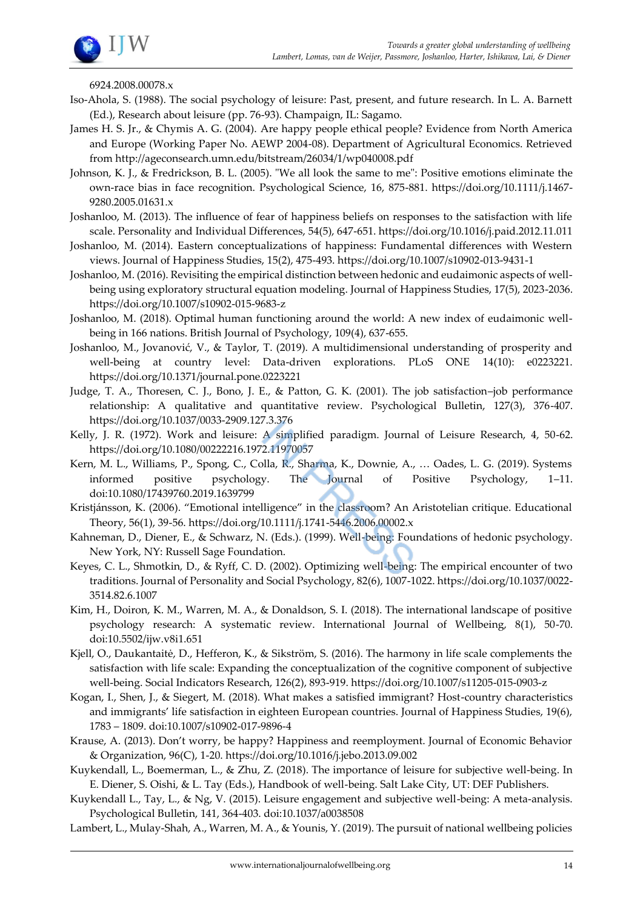6924.2008.00078.x

Iso-Ahola, S. (1988). The social psychology of leisure: Past, present, and future research. In L. A. Barnett (Ed.), Research about leisure (pp. 76-93). Champaign, IL: Sagamo.

James H. S. Jr., & Chymis A. G. (2004). Are happy people ethical people? Evidence from North America and Europe (Working Paper No. AEWP 2004-08). Department of Agricultural Economics. Retrieved from http://ageconsearch.umn.edu/bitstream/26034/1/wp040008.pdf

Johnson, K. J., & Fredrickson, B. L. (2005). "We all look the same to me": Positive emotions eliminate the own-race bias in face recognition. Psychological Science, 16, 875-881. https://doi.org/10.1111/j.1467-9280.2005.01631.x

Joshanloo, M. (2013). The influence of fear of happiness beliefs on responses to the satisfaction with life scale. Personality and Individual Differences, 54(5), 647-651. https://doi.org/10.1016/j.paid.2012.11.011

Joshanloo, M. (2014). Eastern conceptualizations of happiness: Fundamental differences with Western views. Journal of Happiness Studies, 15(2), 475-493. https://doi.org/10.1007/s10902-013-9431-1

Joshanloo, M. (2016). Revisiting the empirical distinction between hedonic and eudaimonic aspects of well-being using exploratory structural equation modeling. Journal of Happiness Studies, 17(5), 2023-2036. https://doi.org/10.1007/s10902-015-9683-z

Joshanloo, M. (2018). Optimal human functioning around the world: A new index of eudaimonic well-being in 166 nations. British Journal of Psychology, 109(4), 637-655.

Joshanloo, M., Jovanović, V., & Taylor, T. (2019). A multidimensional understanding of prosperity and well-being at country level: Data-driven explorations. PLoS ONE 14(10): e0223221. https://doi.org/10.1371/journal.pone.0223221

Judge, T. A., Thoresen, C. J., Bono, J. E., & Patton, G. K. (2001). The job satisfaction–job performance relationship: A qualitative and quantitative review. Psychological Bulletin, 127(3), 376-407. https://doi.org/10.1037/0033-2909.127.3.376

Kelly, J. R. (1972). Work and leisure: A simplified paradigm. Journal of Leisure Research, 4, 50-62. https://doi.org/10.1080/00222216.1972.11970057

Kern, M. L., Williams, P., Spong, C., Colla, R., Sharma, K., Downie, A., … Oades, L. G. (2019). Systems informed positive psychology. The Journal of Positive Psychology, 1–11. doi:10.1080/17439760.2019.1639799

Kristjánsson, K. (2006). "Emotional intelligence" in the classroom? An Aristotelian critique. Educational Theory, 56(1), 39-56. https://doi.org/10.1111/j.1741-5446.2006.00002.x

Kahneman, D., Diener, E., & Schwarz, N. (Eds.). (1999). Well-being: Foundations of hedonic psychology. New York, NY: Russell Sage Foundation.

Keyes, C. L., Shmotkin, D., & Ryff, C. D. (2002). Optimizing well-being: The empirical encounter of two traditions. Journal of Personality and Social Psychology, 82(6), 1007-1022. https://doi.org/10.1037/0022-3514.82.6.1007

Kim, H., Doiron, K. M., Warren, M. A., & Donaldson, S. I. (2018). The international landscape of positive psychology research: A systematic review. International Journal of Wellbeing, 8(1), 50-70. doi:10.5502/ijw.v8i1.651

Kjell, O., Daukantaitė, D., Hefferon, K., & Sikström, S. (2016). The harmony in life scale complements the satisfaction with life scale: Expanding the conceptualization of the cognitive component of subjective well-being. Social Indicators Research, 126(2), 893-919. https://doi.org/10.1007/s11205-015-0903-z

Kogan, I., Shen, J., & Siegert, M. (2018). What makes a satisfied immigrant? Host-country characteristics and immigrants' life satisfaction in eighteen European countries. Journal of Happiness Studies, 19(6), 1783 – 1809. doi:10.1007/s10902-017-9896-4

Krause, A. (2013). Don't worry, be happy? Happiness and reemployment. Journal of Economic Behavior & Organization, 96(C), 1-20. https://doi.org/10.1016/j.jebo.2013.09.002

Kuykendall, L., Boemerman, L., & Zhu, Z. (2018). The importance of leisure for subjective well-being. In E. Diener, S. Oishi, & L. Tay (Eds.), Handbook of well-being. Salt Lake City, UT: DEF Publishers.

Kuykendall L., Tay, L., & Ng, V. (2015). Leisure engagement and subjective well-being: A meta-analysis. Psychological Bulletin, 141, 364-403. doi:10.1037/a0038508

Lambert, L., Mulay-Shah, A., Warren, M. A., & Younis, Y. (2019). The pursuit of national wellbeing policies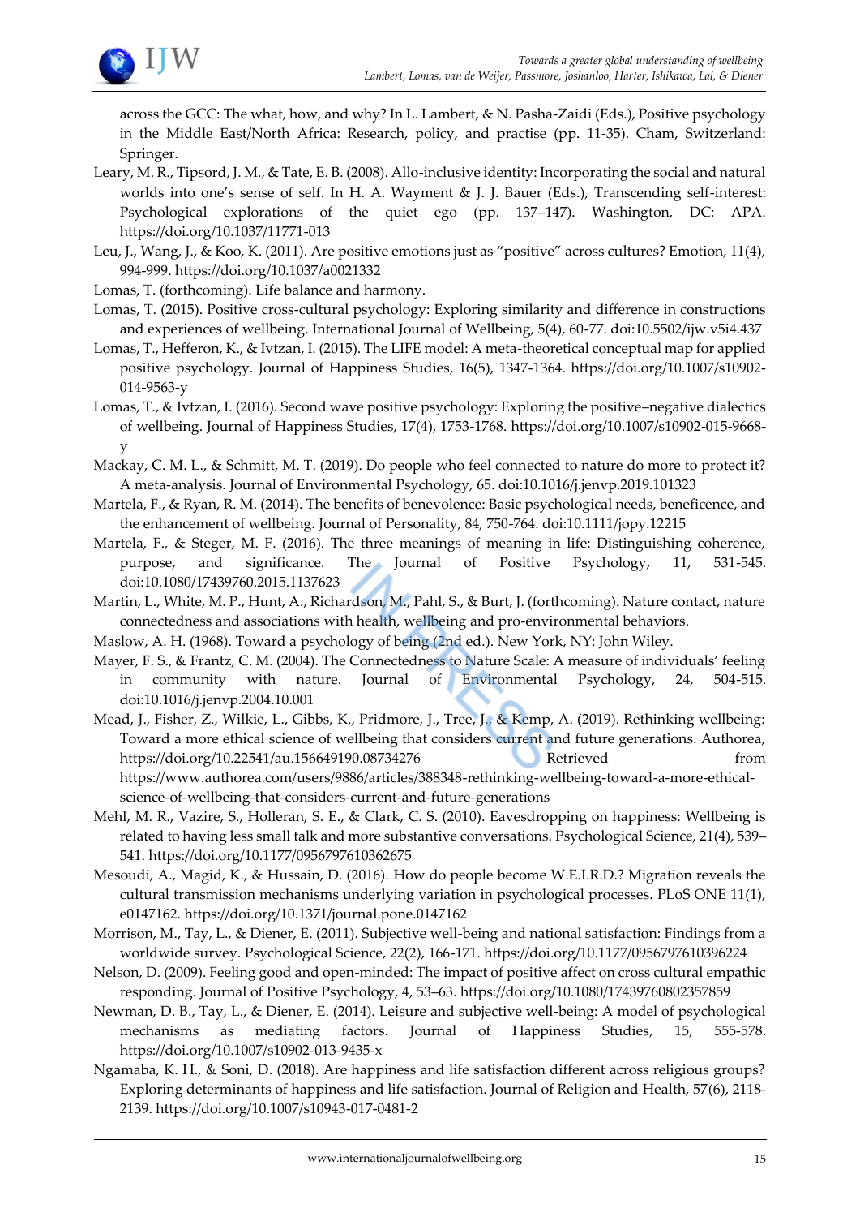across the GCC: The what, how, and why? In L. Lambert, & N. Pasha-Zaidi (Eds.), Positive psychology in the Middle East/North Africa: Research, policy, and practise (pp. 11-35). Cham, Switzerland: Springer.

Leary, M. R., Tipsord, J. M., & Tate, E. B. (2008). Allo-inclusive identity: Incorporating the social and natural worlds into one's sense of self. In H. A. Wayment & J. J. Bauer (Eds.), Transcending self-interest: Psychological explorations of the quiet ego (pp. 137–147). Washington, DC: APA. https://doi.org/10.1037/11771-013

Leu, J., Wang, J., & Koo, K. (2011). Are positive emotions just as "positive" across cultures? Emotion, 11(4), 994-999. https://doi.org/10.1037/a0021332

Lomas, T. (forthcoming). Life balance and harmony.

Lomas, T. (2015). Positive cross-cultural psychology: Exploring similarity and difference in constructions and experiences of wellbeing. International Journal of Wellbeing, 5(4), 60-77. doi:10.5502/ijw.v5i4.437

Lomas, T., Hefferon, K., & Ivtzan, I. (2015). The LIFE model: A meta-theoretical conceptual map for applied positive psychology. Journal of Happiness Studies, 16(5), 1347-1364. https://doi.org/10.1007/s10902-014-9563-y

Lomas, T., & Ivtzan, I. (2016). Second wave positive psychology: Exploring the positive–negative dialectics of wellbeing. Journal of Happiness Studies, 17(4), 1753-1768. https://doi.org/10.1007/s10902-015-9668-y

Mackay, C. M. L., & Schmitt, M. T. (2019). Do people who feel connected to nature do more to protect it? A meta-analysis. Journal of Environmental Psychology, 65. doi:10.1016/j.jenvp.2019.101323

Martela, F., & Ryan, R. M. (2014). The benefits of benevolence: Basic psychological needs, beneficence, and the enhancement of wellbeing. Journal of Personality, 84, 750-764. doi:10.1111/jopy.12215

Martela, F., & Steger, M. F. (2016). The three meanings of meaning in life: Distinguishing coherence, purpose, and significance. The Journal of Positive Psychology, 11, 531-545. doi:10.1080/17439760.2015.1137623

Martin, L., White, M. P., Hunt, A., Richardson, M., Pahl, S., & Burt, J. (forthcoming). Nature contact, nature connectedness and associations with health, wellbeing and pro-environmental behaviors.

Maslow, A. H. (1968). Toward a psychology of being (2nd ed.). New York, NY: John Wiley.

Mayer, F. S., & Frantz, C. M. (2004). The Connectedness to Nature Scale: A measure of individuals' feeling in community with nature. Journal of Environmental Psychology, 24, 504-515. doi:10.1016/j.jenvp.2004.10.001

Mead, J., Fisher, Z., Wilkie, L., Gibbs, K., Pridmore, J., Tree, J., & Kemp, A. (2019). Rethinking wellbeing: Toward a more ethical science of wellbeing that considers current and future generations. Authorea, https://doi.org/10.22541/au.156649190.08734276 Retrieved from https://www.authorea.com/users/9886/articles/388348-rethinking-wellbeing-toward-a-more-ethical-science-of-wellbeing-that-considers-current-and-future-generations

Mehl, M. R., Vazire, S., Holleran, S. E., & Clark, C. S. (2010). Eavesdropping on happiness: Wellbeing is related to having less small talk and more substantive conversations. Psychological Science, 21(4), 539–541. https://doi.org/10.1177/0956797610362675

Mesoudi, A., Magid, K., & Hussain, D. (2016). How do people become W.E.I.R.D.? Migration reveals the cultural transmission mechanisms underlying variation in psychological processes. PLoS ONE 11(1), e0147162. https://doi.org/10.1371/journal.pone.0147162

Morrison, M., Tay, L., & Diener, E. (2011). Subjective well-being and national satisfaction: Findings from a worldwide survey. Psychological Science, 22(2), 166-171. https://doi.org/10.1177/0956797610396224

Nelson, D. (2009). Feeling good and open-minded: The impact of positive affect on cross cultural empathic responding. Journal of Positive Psychology, 4, 53–63. https://doi.org/10.1080/17439760802357859

Newman, D. B., Tay, L., & Diener, E. (2014). Leisure and subjective well-being: A model of psychological mechanisms as mediating factors. Journal of Happiness Studies, 15, 555-578. https://doi.org/10.1007/s10902-013-9435-x

Ngamaba, K. H., & Soni, D. (2018). Are happiness and life satisfaction different across religious groups? Exploring determinants of happiness and life satisfaction. Journal of Religion and Health, 57(6), 2118-2139. https://doi.org/10.1007/s10943-017-0481-2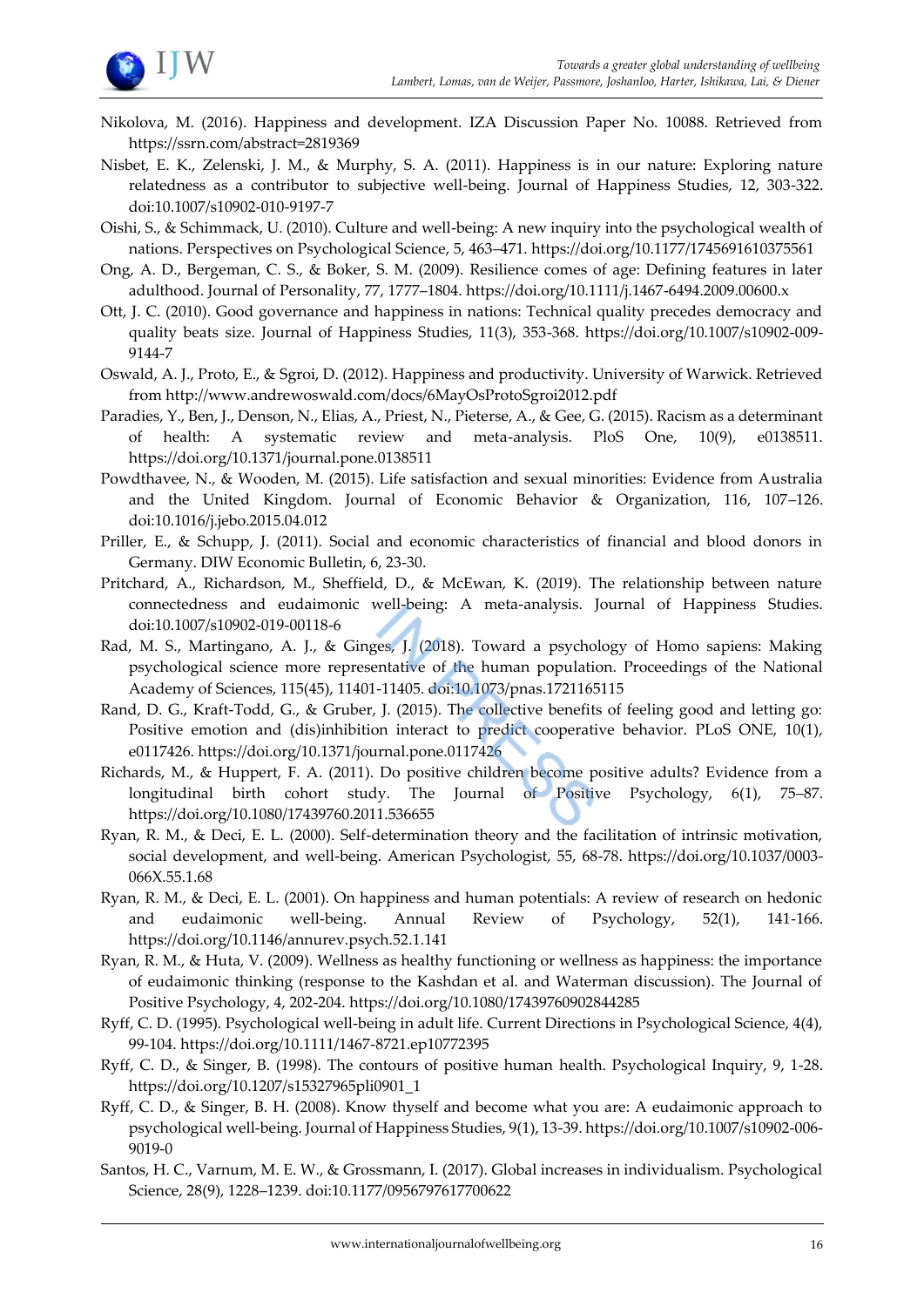Nikolova, M. (2016). Happiness and development. IZA Discussion Paper No. 10088. Retrieved from https://ssrn.com/abstract=2819369

Nisbet, E. K., Zelenski, J. M., & Murphy, S. A. (2011). Happiness is in our nature: Exploring nature relatedness as a contributor to subjective well-being. Journal of Happiness Studies, 12, 303-322. doi:10.1007/s10902-010-9197-7

Oishi, S., & Schimmack, U. (2010). Culture and well-being: A new inquiry into the psychological wealth of nations. Perspectives on Psychological Science, 5, 463–471. https://doi.org/10.1177/1745691610375561

Ong, A. D., Bergeman, C. S., & Boker, S. M. (2009). Resilience comes of age: Defining features in later adulthood. Journal of Personality, 77, 1777–1804. https://doi.org/10.1111/j.1467-6494.2009.00600.x

Ott, J. C. (2010). Good governance and happiness in nations: Technical quality precedes democracy and quality beats size. Journal of Happiness Studies, 11(3), 353-368. https://doi.org/10.1007/s10902-009-9144-7

Oswald, A. J., Proto, E., & Sgroi, D. (2012). Happiness and productivity. University of Warwick. Retrieved from http://www.andrewoswald.com/docs/6MayOsProtoSgroi2012.pdf

Paradies, Y., Ben, J., Denson, N., Elias, A., Priest, N., Pieterse, A., & Gee, G. (2015). Racism as a determinant of health: A systematic review and meta-analysis. PloS One, 10(9), e0138511. https://doi.org/10.1371/journal.pone.0138511

Powdthavee, N., & Wooden, M. (2015). Life satisfaction and sexual minorities: Evidence from Australia and the United Kingdom. Journal of Economic Behavior & Organization, 116, 107–126. doi:10.1016/j.jebo.2015.04.012

Priller, E., & Schupp, J. (2011). Social and economic characteristics of financial and blood donors in Germany. DIW Economic Bulletin, 6, 23-30.

Pritchard, A., Richardson, M., Sheffield, D., & McEwan, K. (2019). The relationship between nature connectedness and eudaimonic well-being: A meta-analysis. Journal of Happiness Studies. doi:10.1007/s10902-019-00118-6

Rad, M. S., Martingano, A. J., & Ginges, J. (2018). Toward a psychology of Homo sapiens: Making psychological science more representative of the human population. Proceedings of the National Academy of Sciences, 115(45), 11401-11405. doi:10.1073/pnas.1721165115

Rand, D. G., Kraft-Todd, G., & Gruber, J. (2015). The collective benefits of feeling good and letting go: Positive emotion and (dis)inhibition interact to predict cooperative behavior. PLoS ONE, 10(1), e0117426. https://doi.org/10.1371/journal.pone.0117426

Richards, M., & Huppert, F. A. (2011). Do positive children become positive adults? Evidence from a longitudinal birth cohort study. The Journal of Positive Psychology, 6(1), 75–87. https://doi.org/10.1080/17439760.2011.536655

Ryan, R. M., & Deci, E. L. (2000). Self-determination theory and the facilitation of intrinsic motivation, social development, and well-being. American Psychologist, 55, 68-78. https://doi.org/10.1037/0003-066X.55.1.68

Ryan, R. M., & Deci, E. L. (2001). On happiness and human potentials: A review of research on hedonic and eudaimonic well-being. Annual Review of Psychology, 52(1), 141-166. https://doi.org/10.1146/annurev.psych.52.1.141

Ryan, R. M., & Huta, V. (2009). Wellness as healthy functioning or wellness as happiness: the importance of eudaimonic thinking (response to the Kashdan et al. and Waterman discussion). The Journal of Positive Psychology, 4, 202-204. https://doi.org/10.1080/17439760902844285

Ryff, C. D. (1995). Psychological well-being in adult life. Current Directions in Psychological Science, 4(4), 99-104. https://doi.org/10.1111/1467-8721.ep10772395

Ryff, C. D., & Singer, B. (1998). The contours of positive human health. Psychological Inquiry, 9, 1-28. https://doi.org/10.1207/s15327965pli0901_1

Ryff, C. D., & Singer, B. H. (2008). Know thyself and become what you are: A eudaimonic approach to psychological well-being. Journal of Happiness Studies, 9(1), 13-39. https://doi.org/10.1007/s10902-006-9019-0

Santos, H. C., Varnum, M. E. W., & Grossmann, I. (2017). Global increases in individualism. Psychological Science, 28(9), 1228–1239. doi:10.1177/0956797617700622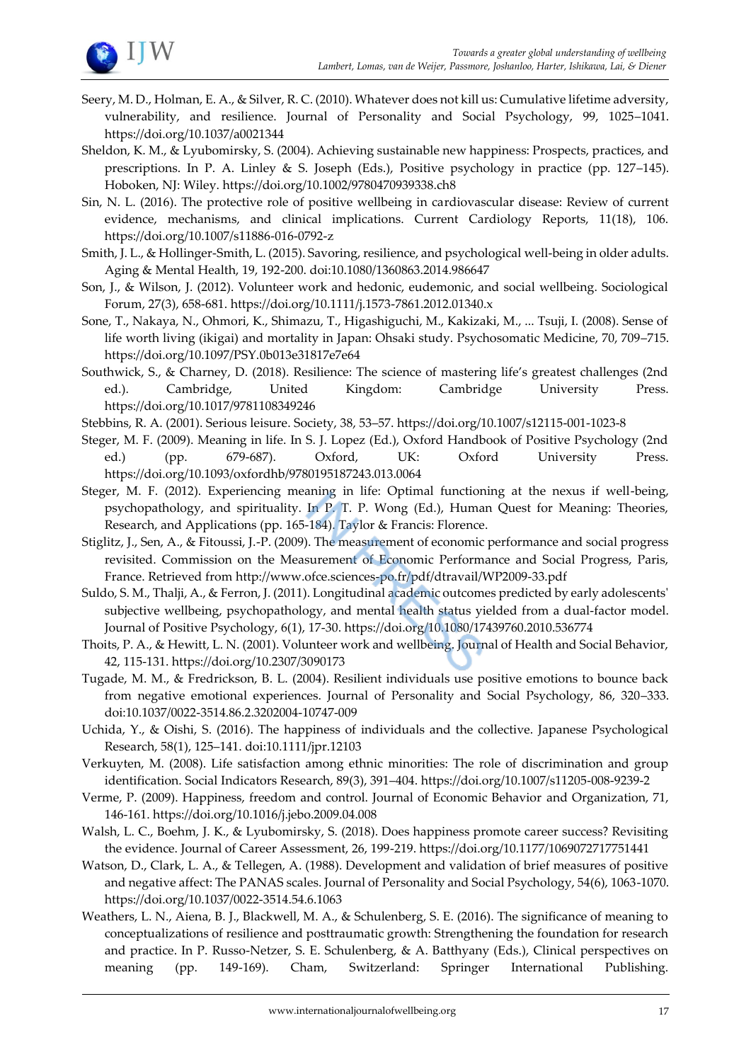Seery, M. D., Holman, E. A., & Silver, R. C. (2010). Whatever does not kill us: Cumulative lifetime adversity, vulnerability, and resilience. Journal of Personality and Social Psychology, 99, 1025–1041. https://doi.org/10.1037/a0021344

Sheldon, K. M., & Lyubomirsky, S. (2004). Achieving sustainable new happiness: Prospects, practices, and prescriptions. In P. A. Linley & S. Joseph (Eds.), Positive psychology in practice (pp. 127–145). Hoboken, NJ: Wiley. https://doi.org/10.1002/9780470939338.ch8

Sin, N. L. (2016). The protective role of positive wellbeing in cardiovascular disease: Review of current evidence, mechanisms, and clinical implications. Current Cardiology Reports, 11(18), 106. https://doi.org/10.1007/s11886-016-0792-z

Smith, J. L., & Hollinger-Smith, L. (2015). Savoring, resilience, and psychological well-being in older adults. Aging & Mental Health, 19, 192-200. doi:10.1080/1360863.2014.986647

Son, J., & Wilson, J. (2012). Volunteer work and hedonic, eudemonic, and social wellbeing. Sociological Forum, 27(3), 658-681. https://doi.org/10.1111/j.1573-7861.2012.01340.x

Sone, T., Nakaya, N., Ohmori, K., Shimazu, T., Higashiguchi, M., Kakizaki, M., ... Tsuji, I. (2008). Sense of life worth living (ikigai) and mortality in Japan: Ohsaki study. Psychosomatic Medicine, 70, 709–715. https://doi.org/10.1097/PSY.0b013e31817e7e64

Southwick, S., & Charney, D. (2018). Resilience: The science of mastering life's greatest challenges (2nd ed.). Cambridge, United Kingdom: Cambridge University Press. https://doi.org/10.1017/9781108349246

Stebbins, R. A. (2001). Serious leisure. Society, 38, 53–57. https://doi.org/10.1007/s12115-001-1023-8

Steger, M. F. (2009). Meaning in life. In S. J. Lopez (Ed.), Oxford Handbook of Positive Psychology (2nd ed.) (pp. 679-687). Oxford, UK: Oxford University Press. https://doi.org/10.1093/oxfordhb/9780195187243.013.0064

Steger, M. F. (2012). Experiencing meaning in life: Optimal functioning at the nexus if well-being, psychopathology, and spirituality. In P. T. P. Wong (Ed.), Human Quest for Meaning: Theories, Research, and Applications (pp. 165-184). Taylor & Francis: Florence.

Stiglitz, J., Sen, A., & Fitoussi, J.-P. (2009). The measurement of economic performance and social progress revisited. Commission on the Measurement of Economic Performance and Social Progress, Paris, France. Retrieved from http://www.ofce.sciences-po.fr/pdf/dtravail/WP2009-33.pdf

Suldo, S. M., Thalji, A., & Ferron, J. (2011). Longitudinal academic outcomes predicted by early adolescents' subjective wellbeing, psychopathology, and mental health status yielded from a dual-factor model. Journal of Positive Psychology, 6(1), 17-30. https://doi.org/10.1080/17439760.2010.536774

Thoits, P. A., & Hewitt, L. N. (2001). Volunteer work and wellbeing. Journal of Health and Social Behavior, 42, 115-131. https://doi.org/10.2307/3090173

Tugade, M. M., & Fredrickson, B. L. (2004). Resilient individuals use positive emotions to bounce back from negative emotional experiences. Journal of Personality and Social Psychology, 86, 320–333. doi:10.1037/0022-3514.86.2.3202004-10747-009

Uchida, Y., & Oishi, S. (2016). The happiness of individuals and the collective. Japanese Psychological Research, 58(1), 125–141. doi:10.1111/jpr.12103

Verkuyten, M. (2008). Life satisfaction among ethnic minorities: The role of discrimination and group identification. Social Indicators Research, 89(3), 391–404. https://doi.org/10.1007/s11205-008-9239-2

Verme, P. (2009). Happiness, freedom and control. Journal of Economic Behavior and Organization, 71, 146-161. https://doi.org/10.1016/j.jebo.2009.04.008

Walsh, L. C., Boehm, J. K., & Lyubomirsky, S. (2018). Does happiness promote career success? Revisiting the evidence. Journal of Career Assessment, 26, 199-219. https://doi.org/10.1177/1069072717751441

Watson, D., Clark, L. A., & Tellegen, A. (1988). Development and validation of brief measures of positive and negative affect: The PANAS scales. Journal of Personality and Social Psychology, 54(6), 1063-1070. https://doi.org/10.1037/0022-3514.54.6.1063

Weathers, L. N., Aiena, B. J., Blackwell, M. A., & Schulenberg, S. E. (2016). The significance of meaning to conceptualizations of resilience and posttraumatic growth: Strengthening the foundation for research and practice. In P. Russo-Netzer, S. E. Schulenberg, & A. Batthyany (Eds.), Clinical perspectives on meaning (pp. 149-169). Cham, Switzerland: Springer International Publishing.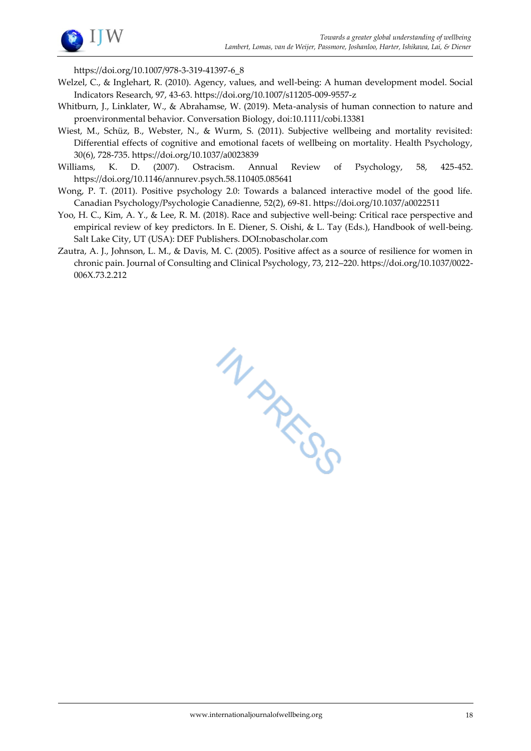https://doi.org/10.1007/978-3-319-41397-6_8

Welzel, C., & Inglehart, R. (2010). Agency, values, and well-being: A human development model. Social Indicators Research, 97, 43-63. https://doi.org/10.1007/s11205-009-9557-z

Whitburn, J., Linklater, W., & Abrahamse, W. (2019). Meta-analysis of human connection to nature and proenvironmental behavior. Conversation Biology, doi:10.1111/cobi.13381

Wiest, M., Schüz, B., Webster, N., & Wurm, S. (2011). Subjective wellbeing and mortality revisited: Differential effects of cognitive and emotional facets of wellbeing on mortality. Health Psychology, 30(6), 728-735. https://doi.org/10.1037/a0023839

Williams, K. D. (2007). Ostracism. Annual Review of Psychology, 58, 425-452. https://doi.org/10.1146/annurev.psych.58.110405.085641

Wong, P. T. (2011). Positive psychology 2.0: Towards a balanced interactive model of the good life. Canadian Psychology/Psychologie Canadienne, 52(2), 69-81. https://doi.org/10.1037/a0022511

Yoo, H. C., Kim, A. Y., & Lee, R. M. (2018). Race and subjective well-being: Critical race perspective and empirical review of key predictors. In E. Diener, S. Oishi, & L. Tay (Eds.), Handbook of well-being. Salt Lake City, UT (USA): DEF Publishers. DOI:nobascholar.com

Zautra, A. J., Johnson, L. M., & Davis, M. C. (2005). Positive affect as a source of resilience for women in chronic pain. Journal of Consulting and Clinical Psychology, 73, 212–220. https://doi.org/10.1037/0022-006X.73.2.212

IN PRESS